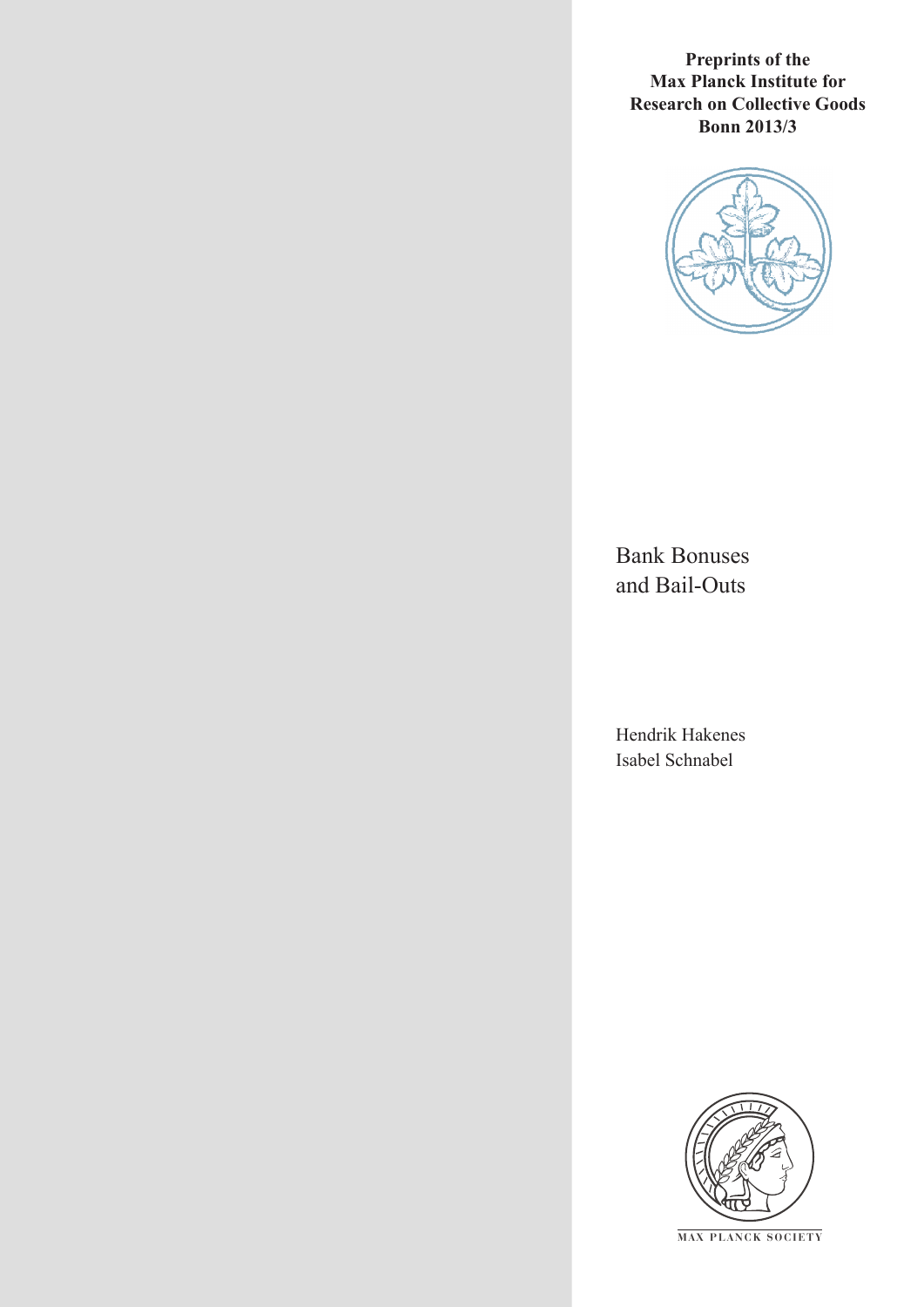**Preprints of the Max Planck Institute for Research on Collective Goods Bonn 2013/3**

# Bank Bonuses and Bail-Outs

Hendrik Hakenes
Isabel Schnabel

MAX PLANCK SOCIETY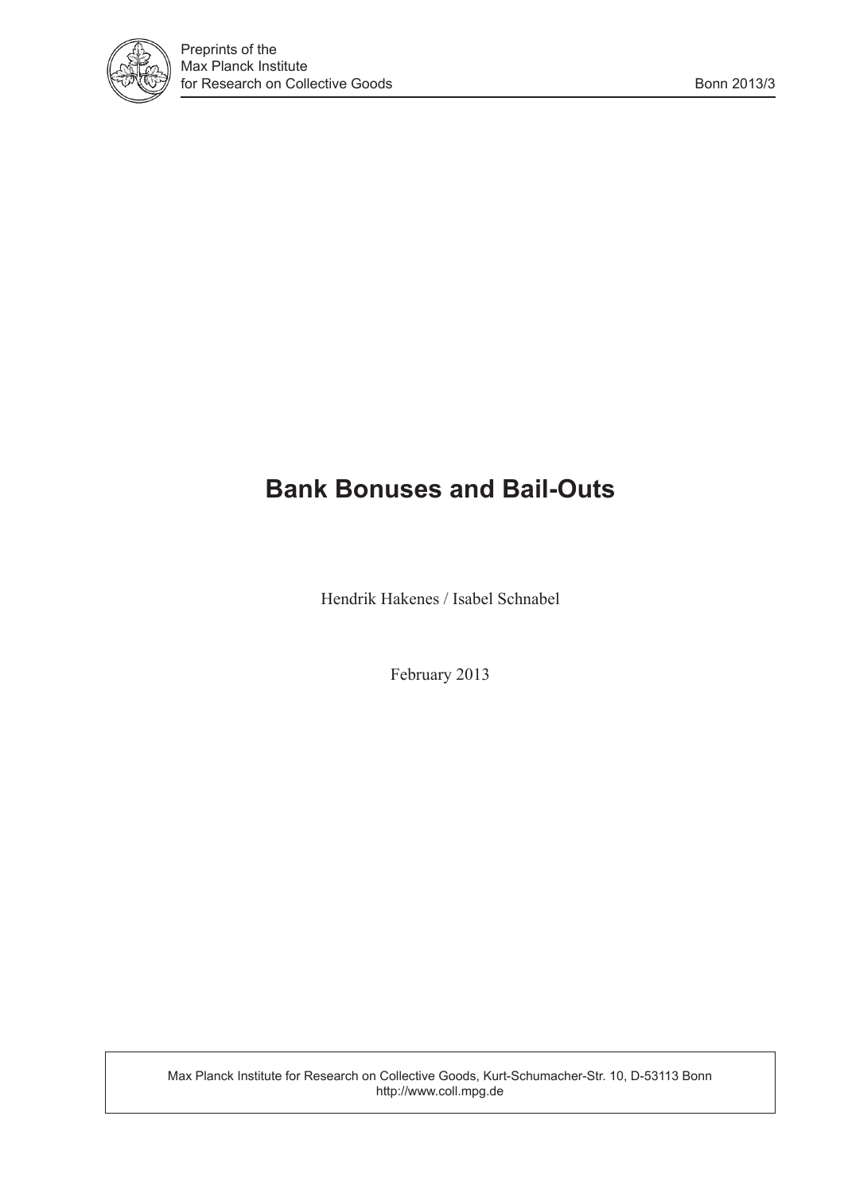Preprints of the
Max Planck Institute
for Research on Collective Goods

Bonn 2013/3

# Bank Bonuses and Bail-Outs

Hendrik Hakenes / Isabel Schnabel

February 2013

Max Planck Institute for Research on Collective Goods, Kurt-Schumacher-Str. 10, D-53113 Bonn
http://www.coll.mpg.de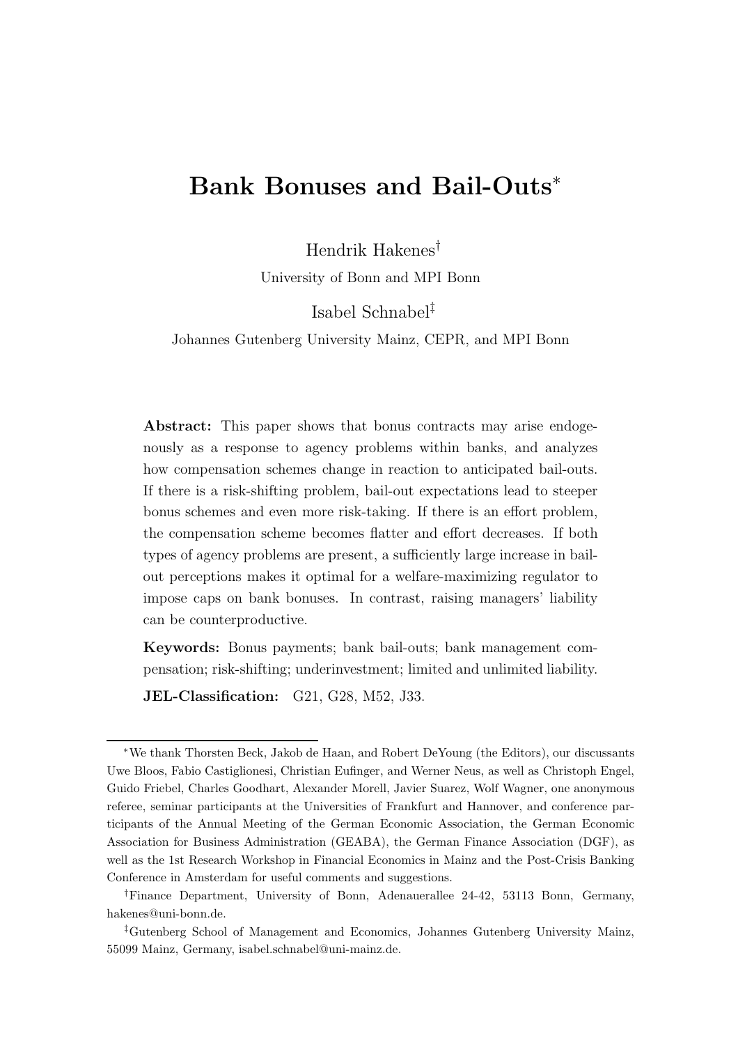# Bank Bonuses and Bail-Outs*

Hendrik Hakenes[†]

University of Bonn and MPI Bonn

Isabel Schnabel[‡]

Johannes Gutenberg University Mainz, CEPR, and MPI Bonn

**Abstract:** This paper shows that bonus contracts may arise endogenously as a response to agency problems within banks, and analyzes how compensation schemes change in reaction to anticipated bail-outs. If there is a risk-shifting problem, bail-out expectations lead to steeper bonus schemes and even more risk-taking. If there is an effort problem, the compensation scheme becomes flatter and effort decreases. If both types of agency problems are present, a sufficiently large increase in bail-out perceptions makes it optimal for a welfare-maximizing regulator to impose caps on bank bonuses. In contrast, raising managers' liability can be counterproductive.

**Keywords:** Bonus payments; bank bail-outs; bank management compensation; risk-shifting; underinvestment; limited and unlimited liability.

**JEL-Classification:** G21, G28, M52, J33.

---

*We thank Thorsten Beck, Jakob de Haan, and Robert DeYoung (the Editors), our discussants Uwe Bloos, Fabio Castiglionesi, Christian Eufinger, and Werner Neus, as well as Christoph Engel, Guido Friebel, Charles Goodhart, Alexander Morell, Javier Suarez, Wolf Wagner, one anonymous referee, seminar participants at the Universities of Frankfurt and Hannover, and conference participants of the Annual Meeting of the German Economic Association, the German Economic Association for Business Administration (GEABA), the German Finance Association (DGF), as well as the 1st Research Workshop in Financial Economics in Mainz and the Post-Crisis Banking Conference in Amsterdam for useful comments and suggestions.

[†]Finance Department, University of Bonn, Adenauerallee 24-42, 53113 Bonn, Germany, hakenes@uni-bonn.de.

[‡]Gutenberg School of Management and Economics, Johannes Gutenberg University Mainz, 55099 Mainz, Germany, isabel.schnabel@uni-mainz.de.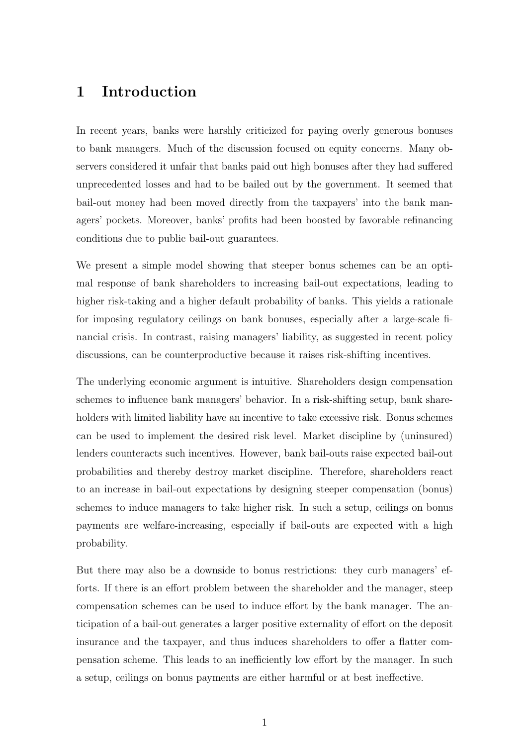# 1 Introduction

In recent years, banks were harshly criticized for paying overly generous bonuses to bank managers. Much of the discussion focused on equity concerns. Many observers considered it unfair that banks paid out high bonuses after they had suffered unprecedented losses and had to be bailed out by the government. It seemed that bail-out money had been moved directly from the taxpayers' into the bank managers' pockets. Moreover, banks' profits had been boosted by favorable refinancing conditions due to public bail-out guarantees.

We present a simple model showing that steeper bonus schemes can be an optimal response of bank shareholders to increasing bail-out expectations, leading to higher risk-taking and a higher default probability of banks. This yields a rationale for imposing regulatory ceilings on bank bonuses, especially after a large-scale financial crisis. In contrast, raising managers' liability, as suggested in recent policy discussions, can be counterproductive because it raises risk-shifting incentives.

The underlying economic argument is intuitive. Shareholders design compensation schemes to influence bank managers' behavior. In a risk-shifting setup, bank shareholders with limited liability have an incentive to take excessive risk. Bonus schemes can be used to implement the desired risk level. Market discipline by (uninsured) lenders counteracts such incentives. However, bank bail-outs raise expected bail-out probabilities and thereby destroy market discipline. Therefore, shareholders react to an increase in bail-out expectations by designing steeper compensation (bonus) schemes to induce managers to take higher risk. In such a setup, ceilings on bonus payments are welfare-increasing, especially if bail-outs are expected with a high probability.

But there may also be a downside to bonus restrictions: they curb managers' efforts. If there is an effort problem between the shareholder and the manager, steep compensation schemes can be used to induce effort by the bank manager. The anticipation of a bail-out generates a larger positive externality of effort on the deposit insurance and the taxpayer, and thus induces shareholders to offer a flatter compensation scheme. This leads to an inefficiently low effort by the manager. In such a setup, ceilings on bonus payments are either harmful or at best ineffective.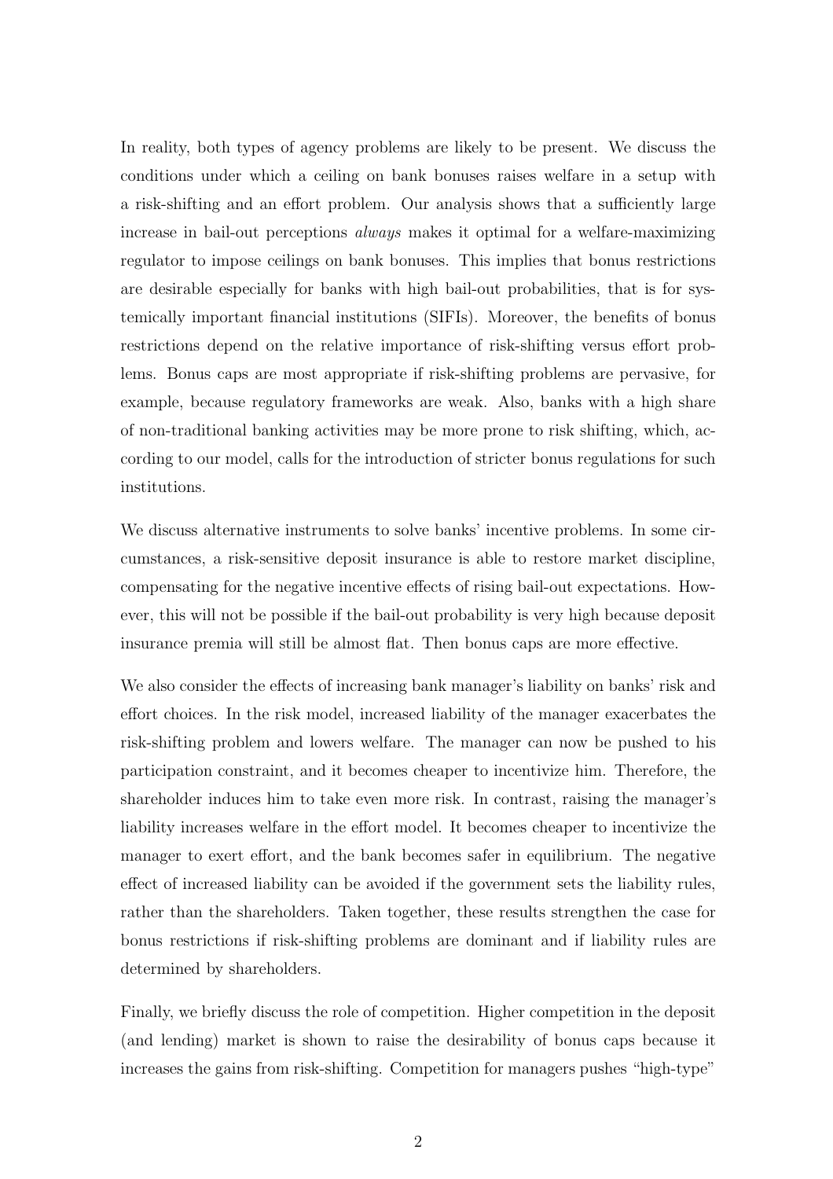In reality, both types of agency problems are likely to be present. We discuss the conditions under which a ceiling on bank bonuses raises welfare in a setup with a risk-shifting and an effort problem. Our analysis shows that a sufficiently large increase in bail-out perceptions *always* makes it optimal for a welfare-maximizing regulator to impose ceilings on bank bonuses. This implies that bonus restrictions are desirable especially for banks with high bail-out probabilities, that is for systemically important financial institutions (SIFIs). Moreover, the benefits of bonus restrictions depend on the relative importance of risk-shifting versus effort problems. Bonus caps are most appropriate if risk-shifting problems are pervasive, for example, because regulatory frameworks are weak. Also, banks with a high share of non-traditional banking activities may be more prone to risk shifting, which, according to our model, calls for the introduction of stricter bonus regulations for such institutions.

We discuss alternative instruments to solve banks' incentive problems. In some circumstances, a risk-sensitive deposit insurance is able to restore market discipline, compensating for the negative incentive effects of rising bail-out expectations. However, this will not be possible if the bail-out probability is very high because deposit insurance premia will still be almost flat. Then bonus caps are more effective.

We also consider the effects of increasing bank manager's liability on banks' risk and effort choices. In the risk model, increased liability of the manager exacerbates the risk-shifting problem and lowers welfare. The manager can now be pushed to his participation constraint, and it becomes cheaper to incentivize him. Therefore, the shareholder induces him to take even more risk. In contrast, raising the manager's liability increases welfare in the effort model. It becomes cheaper to incentivize the manager to exert effort, and the bank becomes safer in equilibrium. The negative effect of increased liability can be avoided if the government sets the liability rules, rather than the shareholders. Taken together, these results strengthen the case for bonus restrictions if risk-shifting problems are dominant and if liability rules are determined by shareholders.

Finally, we briefly discuss the role of competition. Higher competition in the deposit (and lending) market is shown to raise the desirability of bonus caps because it increases the gains from risk-shifting. Competition for managers pushes "high-type"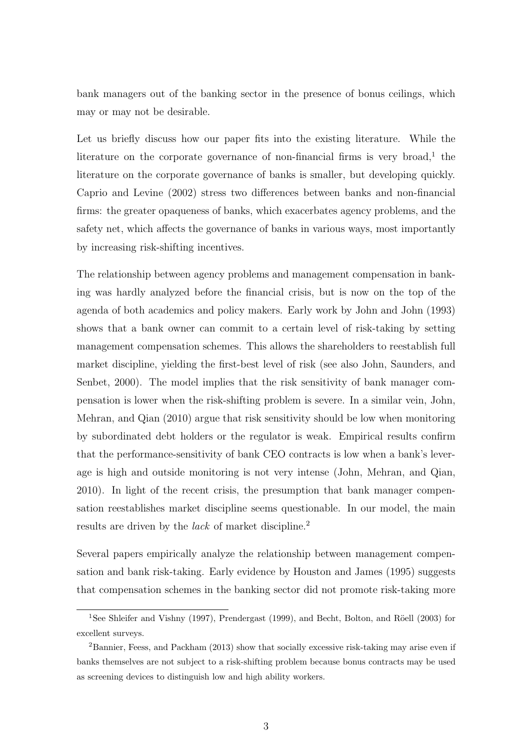bank managers out of the banking sector in the presence of bonus ceilings, which may or may not be desirable.

Let us briefly discuss how our paper fits into the existing literature. While the literature on the corporate governance of non-financial firms is very broad,[1] the literature on the corporate governance of banks is smaller, but developing quickly. Caprio and Levine (2002) stress two differences between banks and non-financial firms: the greater opaqueness of banks, which exacerbates agency problems, and the safety net, which affects the governance of banks in various ways, most importantly by increasing risk-shifting incentives.

The relationship between agency problems and management compensation in banking was hardly analyzed before the financial crisis, but is now on the top of the agenda of both academics and policy makers. Early work by John and John (1993) shows that a bank owner can commit to a certain level of risk-taking by setting management compensation schemes. This allows the shareholders to reestablish full market discipline, yielding the first-best level of risk (see also John, Saunders, and Senbet, 2000). The model implies that the risk sensitivity of bank manager compensation is lower when the risk-shifting problem is severe. In a similar vein, John, Mehran, and Qian (2010) argue that risk sensitivity should be low when monitoring by subordinated debt holders or the regulator is weak. Empirical results confirm that the performance-sensitivity of bank CEO contracts is low when a bank's leverage is high and outside monitoring is not very intense (John, Mehran, and Qian, 2010). In light of the recent crisis, the presumption that bank manager compensation reestablishes market discipline seems questionable. In our model, the main results are driven by the *lack* of market discipline.[2]

Several papers empirically analyze the relationship between management compensation and bank risk-taking. Early evidence by Houston and James (1995) suggests that compensation schemes in the banking sector did not promote risk-taking more

[1] See Shleifer and Vishny (1997), Prendergast (1999), and Becht, Bolton, and Röell (2003) for excellent surveys.

[2] Bannier, Feess, and Packham (2013) show that socially excessive risk-taking may arise even if banks themselves are not subject to a risk-shifting problem because bonus contracts may be used as screening devices to distinguish low and high ability workers.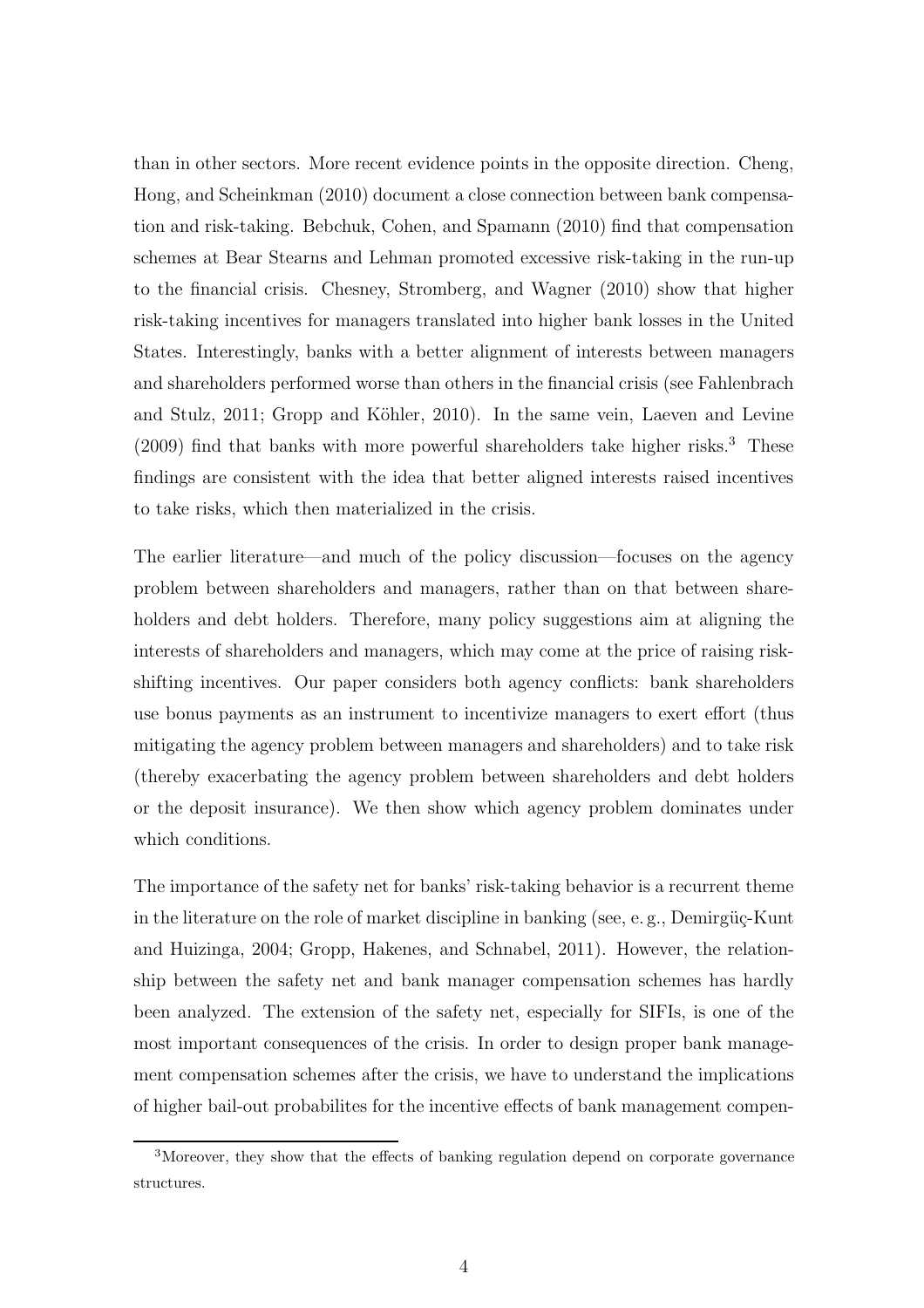than in other sectors. More recent evidence points in the opposite direction. Cheng, Hong, and Scheinkman (2010) document a close connection between bank compensation and risk-taking. Bebchuk, Cohen, and Spamann (2010) find that compensation schemes at Bear Stearns and Lehman promoted excessive risk-taking in the run-up to the financial crisis. Chesney, Stromberg, and Wagner (2010) show that higher risk-taking incentives for managers translated into higher bank losses in the United States. Interestingly, banks with a better alignment of interests between managers and shareholders performed worse than others in the financial crisis (see Fahlenbrach and Stulz, 2011; Gropp and Köhler, 2010). In the same vein, Laeven and Levine (2009) find that banks with more powerful shareholders take higher risks.[3] These findings are consistent with the idea that better aligned interests raised incentives to take risks, which then materialized in the crisis.

The earlier literature—and much of the policy discussion—focuses on the agency problem between shareholders and managers, rather than on that between shareholders and debt holders. Therefore, many policy suggestions aim at aligning the interests of shareholders and managers, which may come at the price of raising risk-shifting incentives. Our paper considers both agency conflicts: bank shareholders use bonus payments as an instrument to incentivize managers to exert effort (thus mitigating the agency problem between managers and shareholders) and to take risk (thereby exacerbating the agency problem between shareholders and debt holders or the deposit insurance). We then show which agency problem dominates under which conditions.

The importance of the safety net for banks' risk-taking behavior is a recurrent theme in the literature on the role of market discipline in banking (see, e. g., Demirgüç-Kunt and Huizinga, 2004; Gropp, Hakenes, and Schnabel, 2011). However, the relationship between the safety net and bank manager compensation schemes has hardly been analyzed. The extension of the safety net, especially for SIFIs, is one of the most important consequences of the crisis. In order to design proper bank management compensation schemes after the crisis, we have to understand the implications of higher bail-out probabilites for the incentive effects of bank management compen-

[3] Moreover, they show that the effects of banking regulation depend on corporate governance structures.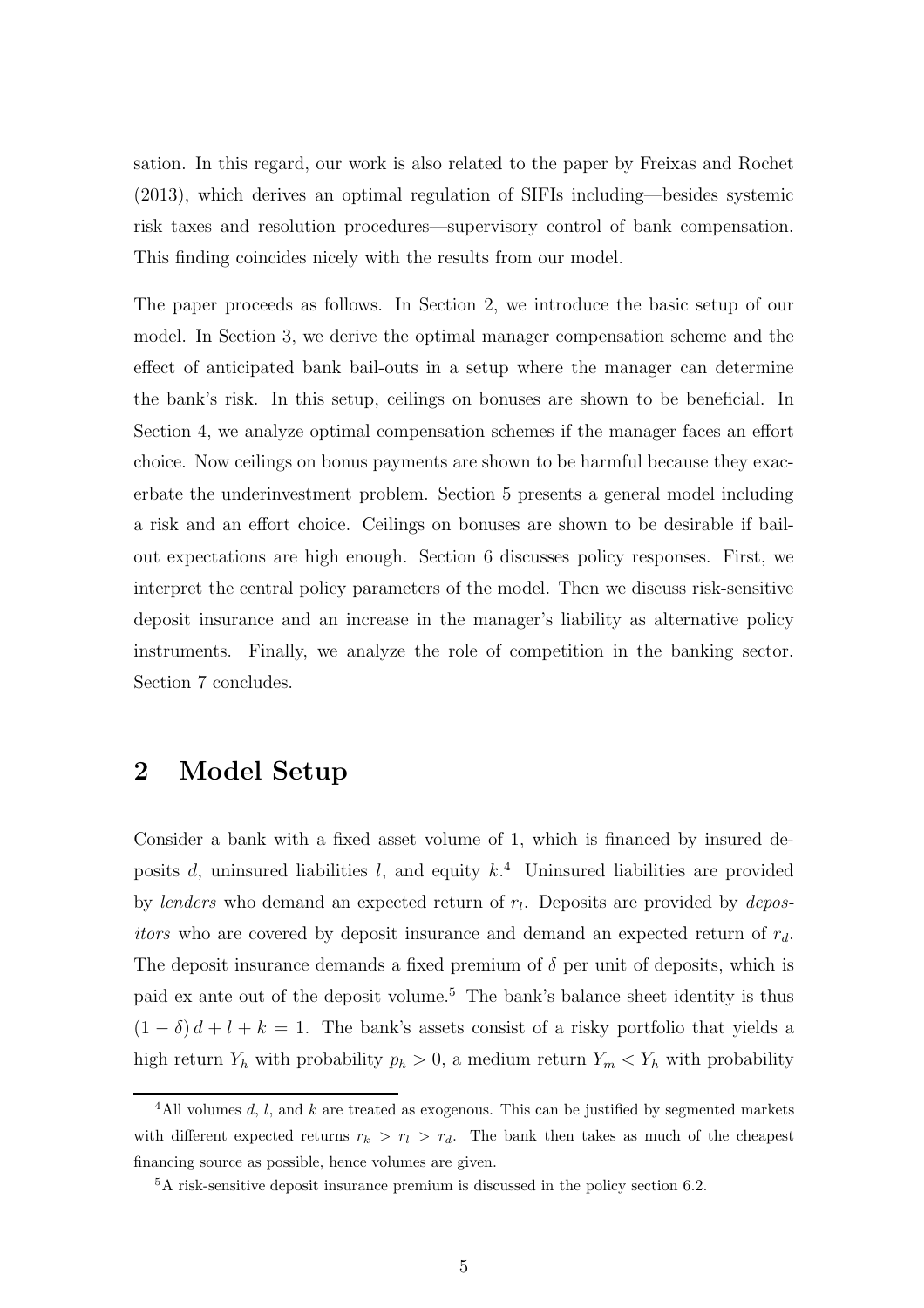sation. In this regard, our work is also related to the paper by Freixas and Rochet (2013), which derives an optimal regulation of SIFIs including—besides systemic risk taxes and resolution procedures—supervisory control of bank compensation. This finding coincides nicely with the results from our model.

The paper proceeds as follows. In Section 2, we introduce the basic setup of our model. In Section 3, we derive the optimal manager compensation scheme and the effect of anticipated bank bail-outs in a setup where the manager can determine the bank's risk. In this setup, ceilings on bonuses are shown to be beneficial. In Section 4, we analyze optimal compensation schemes if the manager faces an effort choice. Now ceilings on bonus payments are shown to be harmful because they exacerbate the underinvestment problem. Section 5 presents a general model including a risk and an effort choice. Ceilings on bonuses are shown to be desirable if bail-out expectations are high enough. Section 6 discusses policy responses. First, we interpret the central policy parameters of the model. Then we discuss risk-sensitive deposit insurance and an increase in the manager's liability as alternative policy instruments. Finally, we analyze the role of competition in the banking sector. Section 7 concludes.

## 2 Model Setup

Consider a bank with a fixed asset volume of 1, which is financed by insured deposits $d$, uninsured liabilities $l$, and equity $k$.[4] Uninsured liabilities are provided by *lenders* who demand an expected return of $r_l$. Deposits are provided by *depositors* who are covered by deposit insurance and demand an expected return of $r_d$. The deposit insurance demands a fixed premium of $\delta$ per unit of deposits, which is paid ex ante out of the deposit volume.[5] The bank's balance sheet identity is thus $(1 - \delta)\, d + l + k = 1$. The bank's assets consist of a risky portfolio that yields a high return $Y_h$ with probability $p_h > 0$, a medium return $Y_m < Y_h$ with probability

[4] All volumes $d$, $l$, and $k$ are treated as exogenous. This can be justified by segmented markets with different expected returns $r_k > r_l > r_d$. The bank then takes as much of the cheapest financing source as possible, hence volumes are given.

[5] A risk-sensitive deposit insurance premium is discussed in the policy section 6.2.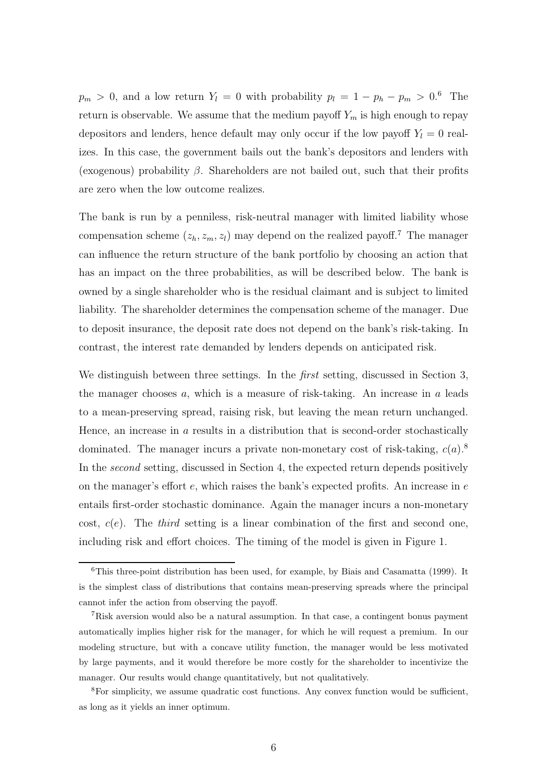$p_m > 0$, and a low return $Y_l = 0$ with probability $p_l = 1 - p_h - p_m > 0$.[6] The return is observable. We assume that the medium payoff $Y_m$ is high enough to repay depositors and lenders, hence default may only occur if the low payoff $Y_l = 0$ realizes. In this case, the government bails out the bank's depositors and lenders with (exogenous) probability $\beta$. Shareholders are not bailed out, such that their profits are zero when the low outcome realizes.

The bank is run by a penniless, risk-neutral manager with limited liability whose compensation scheme $(z_h, z_m, z_l)$ may depend on the realized payoff.[7] The manager can influence the return structure of the bank portfolio by choosing an action that has an impact on the three probabilities, as will be described below. The bank is owned by a single shareholder who is the residual claimant and is subject to limited liability. The shareholder determines the compensation scheme of the manager. Due to deposit insurance, the deposit rate does not depend on the bank's risk-taking. In contrast, the interest rate demanded by lenders depends on anticipated risk.

We distinguish between three settings. In the *first* setting, discussed in Section 3, the manager chooses $a$, which is a measure of risk-taking. An increase in $a$ leads to a mean-preserving spread, raising risk, but leaving the mean return unchanged. Hence, an increase in $a$ results in a distribution that is second-order stochastically dominated. The manager incurs a private non-monetary cost of risk-taking, $c(a)$.[8] In the *second* setting, discussed in Section 4, the expected return depends positively on the manager's effort $e$, which raises the bank's expected profits. An increase in $e$ entails first-order stochastic dominance. Again the manager incurs a non-monetary cost, $c(e)$. The *third* setting is a linear combination of the first and second one, including risk and effort choices. The timing of the model is given in Figure 1.

[6] This three-point distribution has been used, for example, by Biais and Casamatta (1999). It is the simplest class of distributions that contains mean-preserving spreads where the principal cannot infer the action from observing the payoff.

[7] Risk aversion would also be a natural assumption. In that case, a contingent bonus payment automatically implies higher risk for the manager, for which he will request a premium. In our modeling structure, but with a concave utility function, the manager would be less motivated by large payments, and it would therefore be more costly for the shareholder to incentivize the manager. Our results would change quantitatively, but not qualitatively.

[8] For simplicity, we assume quadratic cost functions. Any convex function would be sufficient, as long as it yields an inner optimum.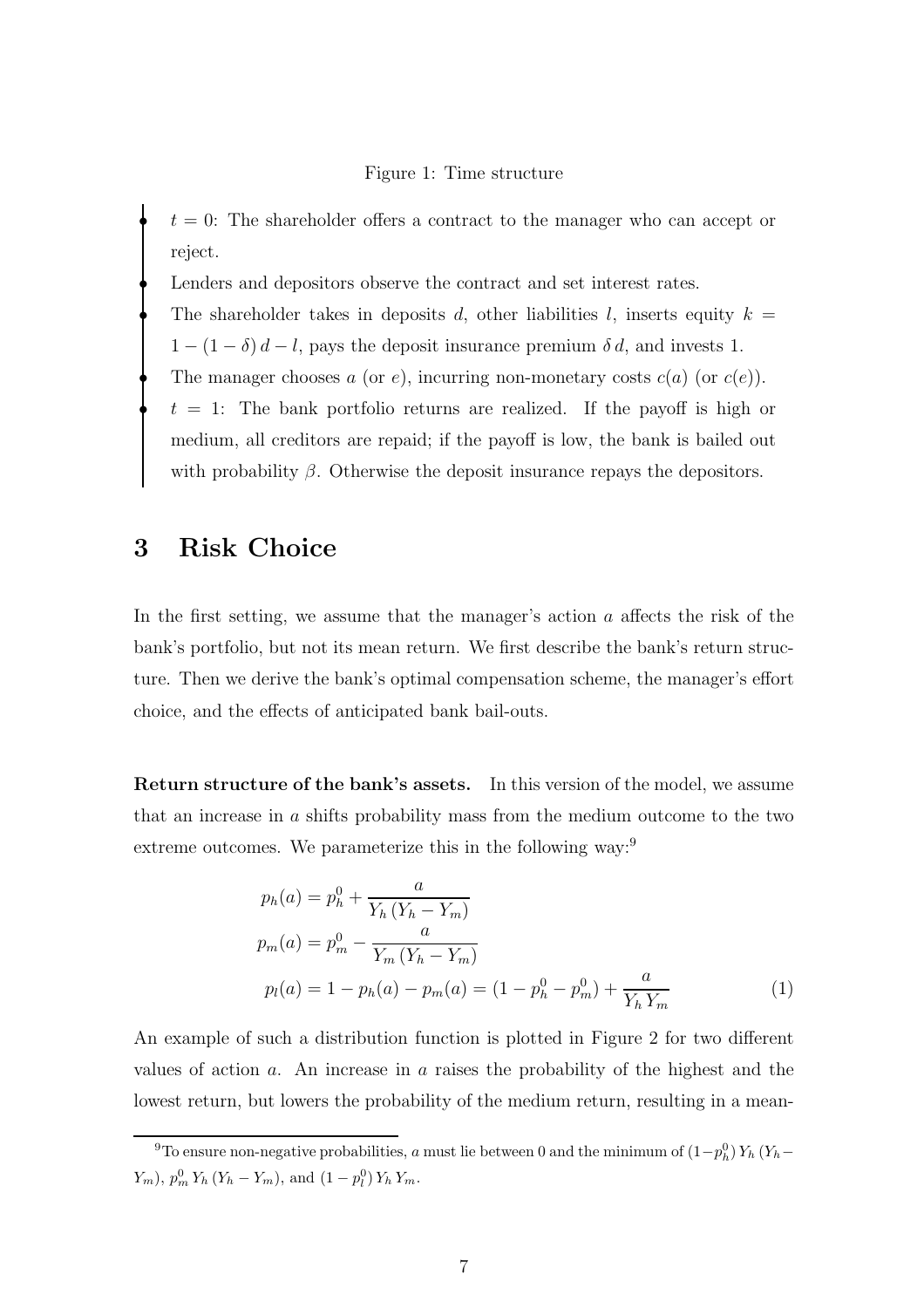Figure 1: Time structure

- $t = 0$: The shareholder offers a contract to the manager who can accept or reject.
- Lenders and depositors observe the contract and set interest rates.
- The shareholder takes in deposits $d$, other liabilities $l$, inserts equity $k = 1 - (1-\delta)\,d - l$, pays the deposit insurance premium $\delta\,d$, and invests 1.
- The manager chooses $a$ (or $e$), incurring non-monetary costs $c(a)$ (or $c(e)$).
- $t = 1$: The bank portfolio returns are realized. If the payoff is high or medium, all creditors are repaid; if the payoff is low, the bank is bailed out with probability $\beta$. Otherwise the deposit insurance repays the depositors.

# 3 Risk Choice

In the first setting, we assume that the manager's action $a$ affects the risk of the bank's portfolio, but not its mean return. We first describe the bank's return structure. Then we derive the bank's optimal compensation scheme, the manager's effort choice, and the effects of anticipated bank bail-outs.

**Return structure of the bank's assets.** In this version of the model, we assume that an increase in $a$ shifts probability mass from the medium outcome to the two extreme outcomes. We parameterize this in the following way:[9]

$$
\begin{aligned}
p_h(a) &= p_h^0 + \frac{a}{Y_h\,(Y_h - Y_m)} \\
p_m(a) &= p_m^0 - \frac{a}{Y_m\,(Y_h - Y_m)} \\
p_l(a) &= 1 - p_h(a) - p_m(a) = (1 - p_h^0 - p_m^0) + \frac{a}{Y_h\,Y_m}
\end{aligned}
\tag{1}
$$

An example of such a distribution function is plotted in Figure 2 for two different values of action $a$. An increase in $a$ raises the probability of the highest and the lowest return, but lowers the probability of the medium return, resulting in a mean-

[9] To ensure non-negative probabilities, $a$ must lie between 0 and the minimum of $(1-p_h^0)\,Y_h\,(Y_h - Y_m)$, $p_m^0\,Y_h\,(Y_h - Y_m)$, and $(1-p_l^0)\,Y_h\,Y_m$.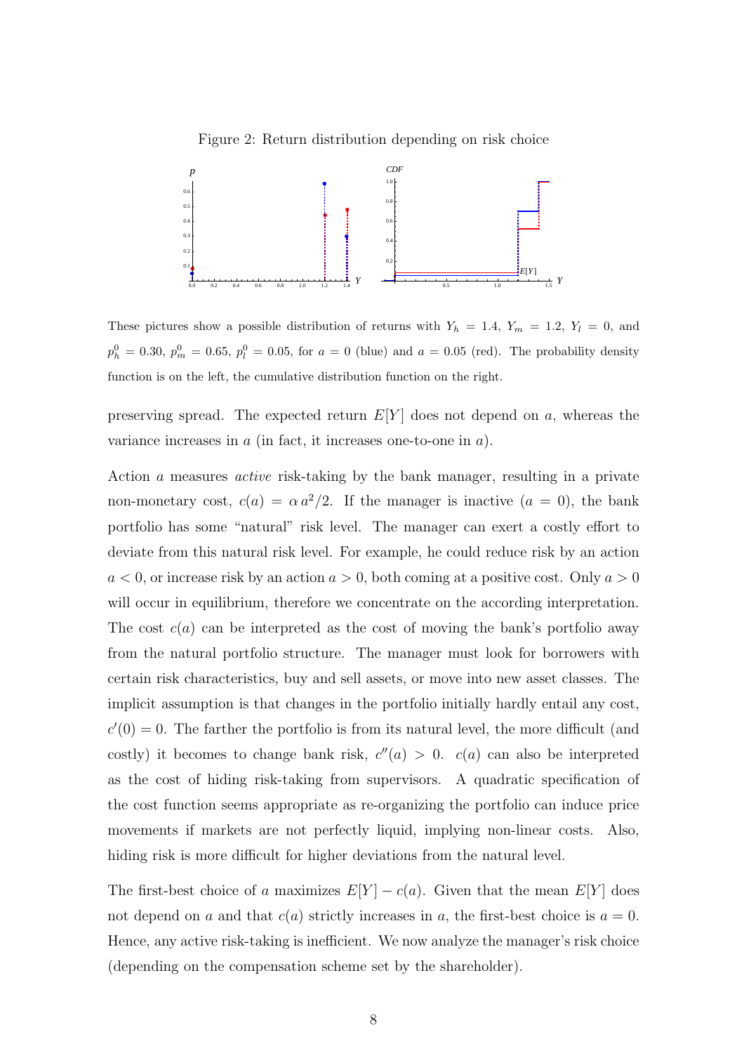Figure 2: Return distribution depending on risk choice

These pictures show a possible distribution of returns with $Y_h = 1.4$, $Y_m = 1.2$, $Y_l = 0$, and $p_h^0 = 0.30$, $p_m^0 = 0.65$, $p_l^0 = 0.05$, for $a = 0$ (blue) and $a = 0.05$ (red). The probability density function is on the left, the cumulative distribution function on the right.

preserving spread. The expected return $E[Y]$ does not depend on $a$, whereas the variance increases in $a$ (in fact, it increases one-to-one in $a$).

Action $a$ measures *active* risk-taking by the bank manager, resulting in a private non-monetary cost, $c(a) = \alpha\, a^2/2$. If the manager is inactive ($a = 0$), the bank portfolio has some "natural" risk level. The manager can exert a costly effort to deviate from this natural risk level. For example, he could reduce risk by an action $a < 0$, or increase risk by an action $a > 0$, both coming at a positive cost. Only $a > 0$ will occur in equilibrium, therefore we concentrate on the according interpretation. The cost $c(a)$ can be interpreted as the cost of moving the bank's portfolio away from the natural portfolio structure. The manager must look for borrowers with certain risk characteristics, buy and sell assets, or move into new asset classes. The implicit assumption is that changes in the portfolio initially hardly entail any cost, $c'(0) = 0$. The farther the portfolio is from its natural level, the more difficult (and costly) it becomes to change bank risk, $c''(a) > 0$. $c(a)$ can also be interpreted as the cost of hiding risk-taking from supervisors. A quadratic specification of the cost function seems appropriate as re-organizing the portfolio can induce price movements if markets are not perfectly liquid, implying non-linear costs. Also, hiding risk is more difficult for higher deviations from the natural level.

The first-best choice of $a$ maximizes $E[Y] - c(a)$. Given that the mean $E[Y]$ does not depend on $a$ and that $c(a)$ strictly increases in $a$, the first-best choice is $a = 0$. Hence, any active risk-taking is inefficient. We now analyze the manager's risk choice (depending on the compensation scheme set by the shareholder).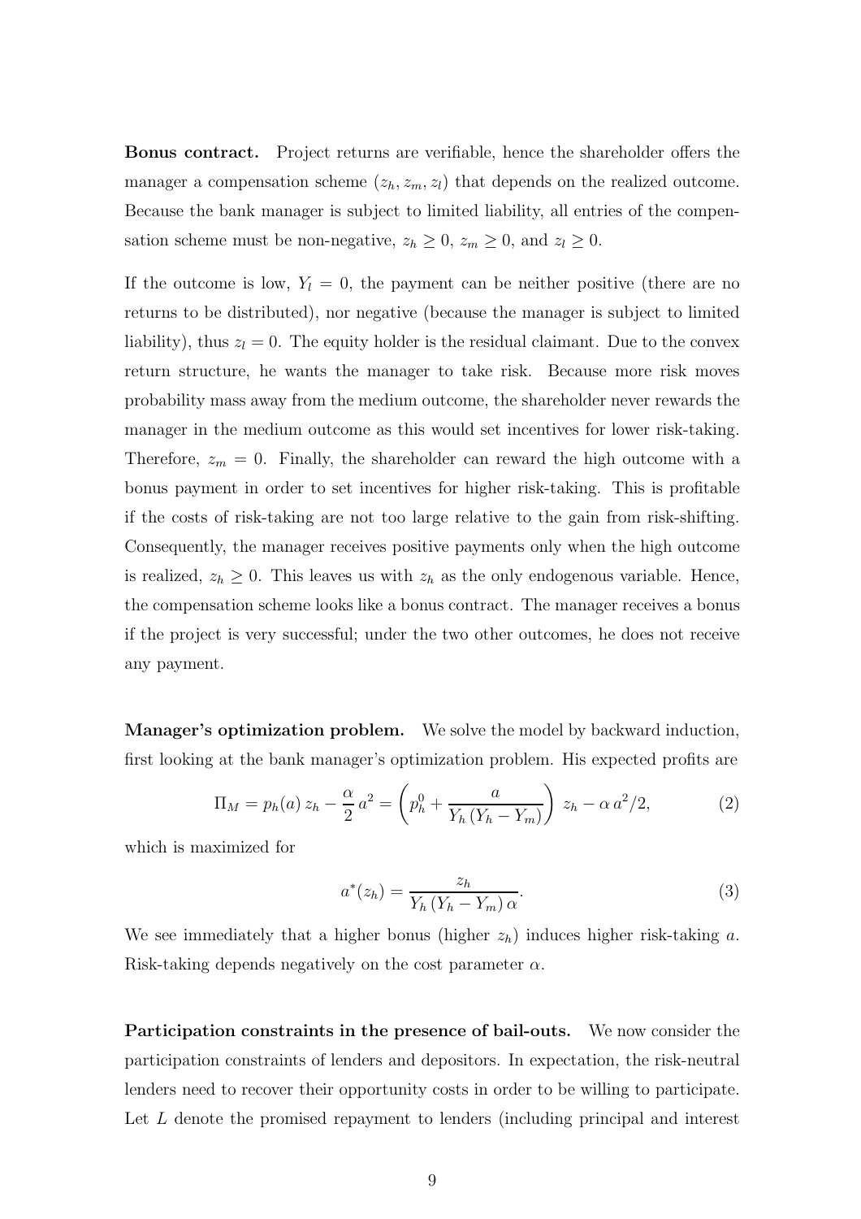**Bonus contract.** Project returns are verifiable, hence the shareholder offers the manager a compensation scheme $(z_h, z_m, z_l)$ that depends on the realized outcome. Because the bank manager is subject to limited liability, all entries of the compensation scheme must be non-negative, $z_h \geq 0$, $z_m \geq 0$, and $z_l \geq 0$.

If the outcome is low, $Y_l = 0$, the payment can be neither positive (there are no returns to be distributed), nor negative (because the manager is subject to limited liability), thus $z_l = 0$. The equity holder is the residual claimant. Due to the convex return structure, he wants the manager to take risk. Because more risk moves probability mass away from the medium outcome, the shareholder never rewards the manager in the medium outcome as this would set incentives for lower risk-taking. Therefore, $z_m = 0$. Finally, the shareholder can reward the high outcome with a bonus payment in order to set incentives for higher risk-taking. This is profitable if the costs of risk-taking are not too large relative to the gain from risk-shifting. Consequently, the manager receives positive payments only when the high outcome is realized, $z_h \geq 0$. This leaves us with $z_h$ as the only endogenous variable. Hence, the compensation scheme looks like a bonus contract. The manager receives a bonus if the project is very successful; under the two other outcomes, he does not receive any payment.

**Manager's optimization problem.** We solve the model by backward induction, first looking at the bank manager's optimization problem. His expected profits are

$$\Pi_M = p_h(a)\, z_h - \frac{\alpha}{2}\, a^2 = \left( p_h^0 + \frac{a}{Y_h\,(Y_h - Y_m)} \right)\, z_h - \alpha\, a^2/2, \tag{2}$$

which is maximized for

$$a^*(z_h) = \frac{z_h}{Y_h\,(Y_h - Y_m)\,\alpha}. \tag{3}$$

We see immediately that a higher bonus (higher $z_h$) induces higher risk-taking $a$. Risk-taking depends negatively on the cost parameter $\alpha$.

**Participation constraints in the presence of bail-outs.** We now consider the participation constraints of lenders and depositors. In expectation, the risk-neutral lenders need to recover their opportunity costs in order to be willing to participate. Let $L$ denote the promised repayment to lenders (including principal and interest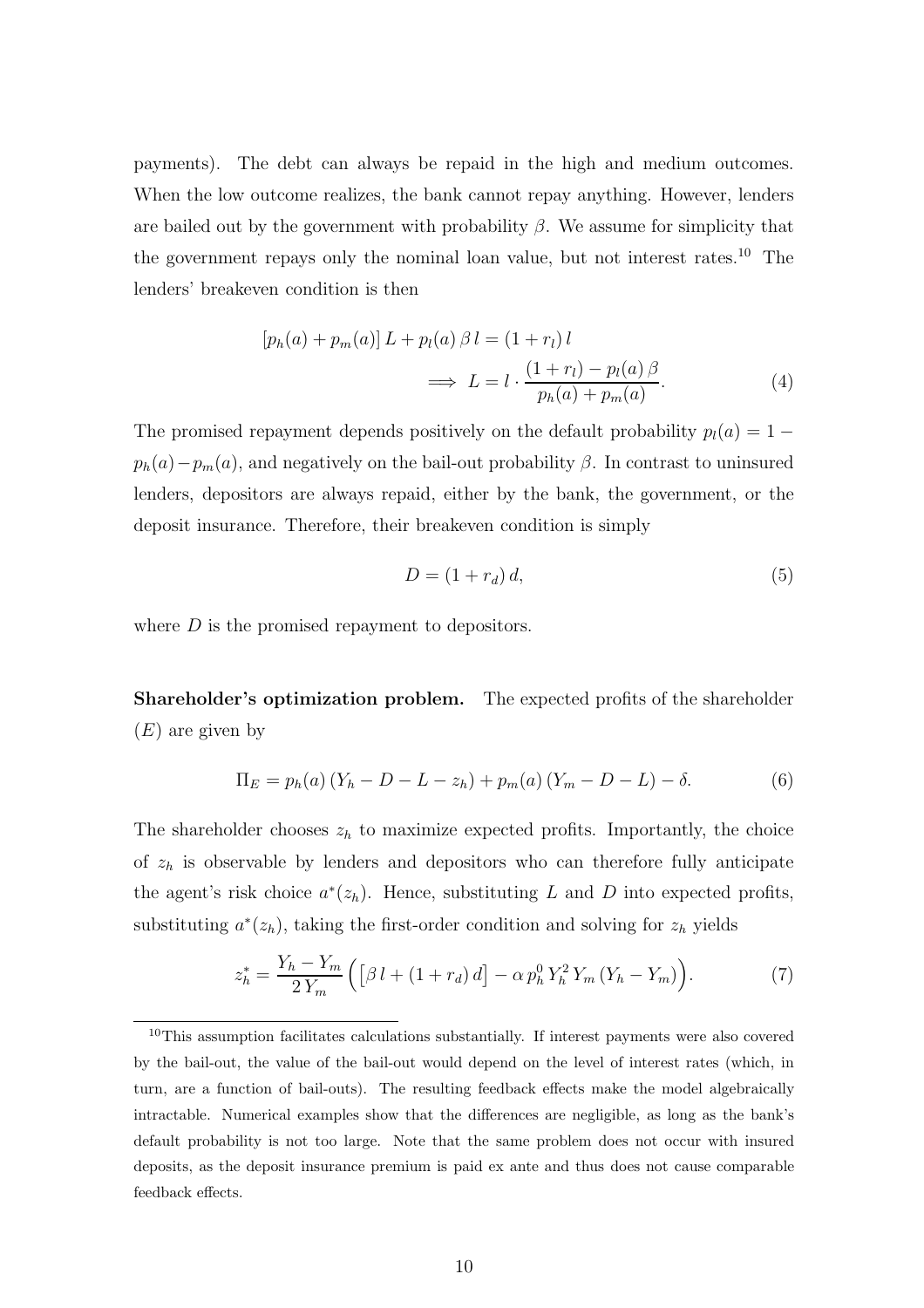payments). The debt can always be repaid in the high and medium outcomes. When the low outcome realizes, the bank cannot repay anything. However, lenders are bailed out by the government with probability $\beta$. We assume for simplicity that the government repays only the nominal loan value, but not interest rates.[10] The lenders' breakeven condition is then

$$[p_h(a) + p_m(a)]\, L + p_l(a)\, \beta\, l = (1 + r_l)\, l$$
$$\implies L = l \cdot \frac{(1 + r_l) - p_l(a)\, \beta}{p_h(a) + p_m(a)}. \tag{4}$$

The promised repayment depends positively on the default probability $p_l(a) = 1 - p_h(a) - p_m(a)$, and negatively on the bail-out probability $\beta$. In contrast to uninsured lenders, depositors are always repaid, either by the bank, the government, or the deposit insurance. Therefore, their breakeven condition is simply

$$D = (1 + r_d)\, d, \tag{5}$$

where $D$ is the promised repayment to depositors.

**Shareholder's optimization problem.** The expected profits of the shareholder ($E$) are given by

$$\Pi_E = p_h(a)\,(Y_h - D - L - z_h) + p_m(a)\,(Y_m - D - L) - \delta. \tag{6}$$

The shareholder chooses $z_h$ to maximize expected profits. Importantly, the choice of $z_h$ is observable by lenders and depositors who can therefore fully anticipate the agent's risk choice $a^*(z_h)$. Hence, substituting $L$ and $D$ into expected profits, substituting $a^*(z_h)$, taking the first-order condition and solving for $z_h$ yields

$$z_h^* = \frac{Y_h - Y_m}{2\, Y_m} \Big( \big[\beta\, l + (1 + r_d)\, d\big] - \alpha\, p_h^0\, Y_h^2\, Y_m\, (Y_h - Y_m) \Big). \tag{7}$$

[10] This assumption facilitates calculations substantially. If interest payments were also covered by the bail-out, the value of the bail-out would depend on the level of interest rates (which, in turn, are a function of bail-outs). The resulting feedback effects make the model algebraically intractable. Numerical examples show that the differences are negligible, as long as the bank's default probability is not too large. Note that the same problem does not occur with insured deposits, as the deposit insurance premium is paid ex ante and thus does not cause comparable feedback effects.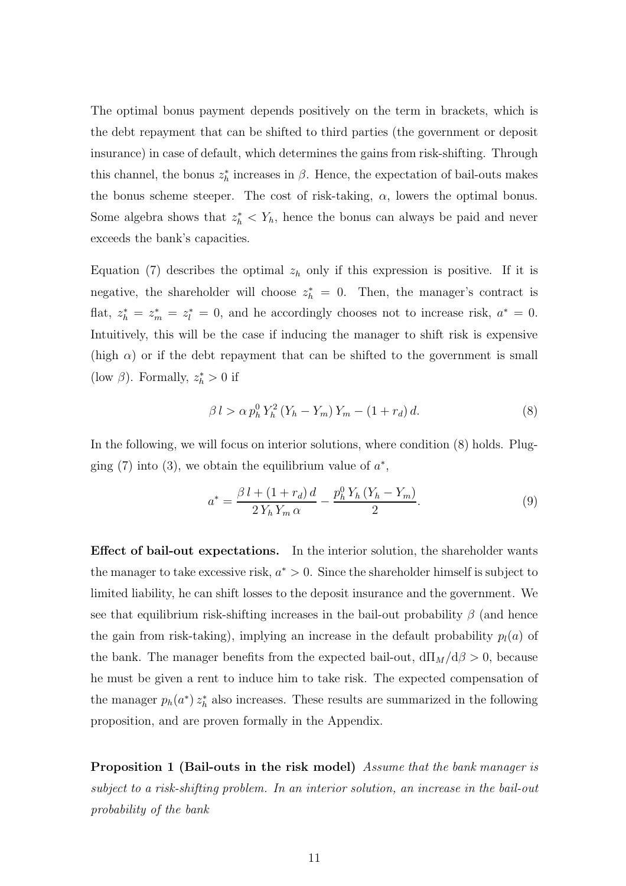The optimal bonus payment depends positively on the term in brackets, which is the debt repayment that can be shifted to third parties (the government or deposit insurance) in case of default, which determines the gains from risk-shifting. Through this channel, the bonus $z_h^*$ increases in $\beta$. Hence, the expectation of bail-outs makes the bonus scheme steeper. The cost of risk-taking, $\alpha$, lowers the optimal bonus. Some algebra shows that $z_h^* < Y_h$, hence the bonus can always be paid and never exceeds the bank's capacities.

Equation (7) describes the optimal $z_h$ only if this expression is positive. If it is negative, the shareholder will choose $z_h^* = 0$. Then, the manager's contract is flat, $z_h^* = z_m^* = z_l^* = 0$, and he accordingly chooses not to increase risk, $a^* = 0$. Intuitively, this will be the case if inducing the manager to shift risk is expensive (high $\alpha$) or if the debt repayment that can be shifted to the government is small (low $\beta$). Formally, $z_h^* > 0$ if

$$\beta\, l > \alpha\, p_h^0\, Y_h^2\, (Y_h - Y_m)\, Y_m - (1 + r_d)\, d. \tag{8}$$

In the following, we will focus on interior solutions, where condition (8) holds. Plugging (7) into (3), we obtain the equilibrium value of $a^*$,

$$a^* = \frac{\beta\, l + (1 + r_d)\, d}{2\, Y_h\, Y_m\, \alpha} - \frac{p_h^0\, Y_h\, (Y_h - Y_m)}{2}. \tag{9}$$

**Effect of bail-out expectations.** In the interior solution, the shareholder wants the manager to take excessive risk, $a^* > 0$. Since the shareholder himself is subject to limited liability, he can shift losses to the deposit insurance and the government. We see that equilibrium risk-shifting increases in the bail-out probability $\beta$ (and hence the gain from risk-taking), implying an increase in the default probability $p_l(a)$ of the bank. The manager benefits from the expected bail-out, $\mathrm{d}\Pi_M/\mathrm{d}\beta > 0$, because he must be given a rent to induce him to take risk. The expected compensation of the manager $p_h(a^*)\, z_h^*$ also increases. These results are summarized in the following proposition, and are proven formally in the Appendix.

**Proposition 1 (Bail-outs in the risk model)** *Assume that the bank manager is subject to a risk-shifting problem. In an interior solution, an increase in the bail-out probability of the bank*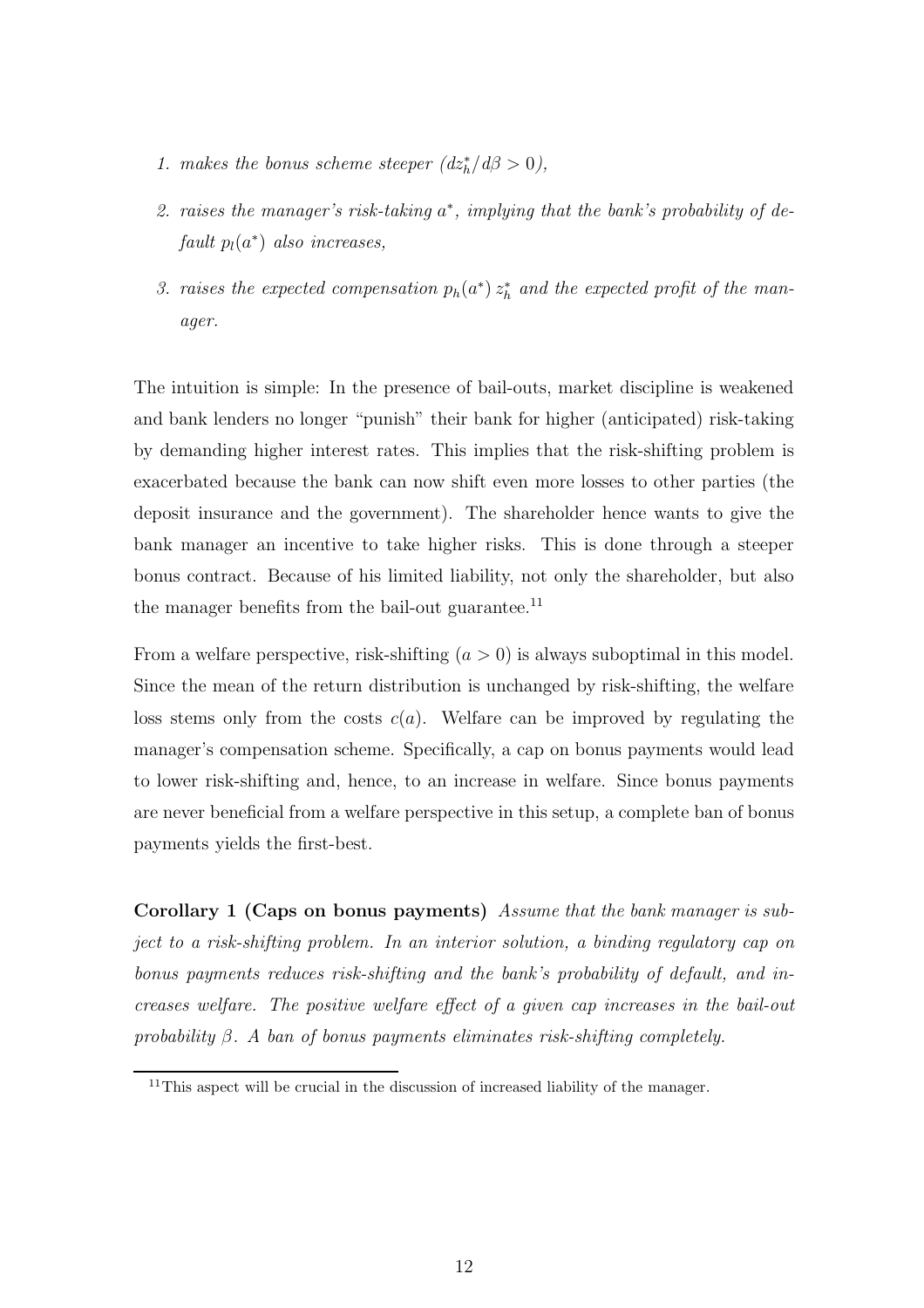1. *makes the bonus scheme steeper ($dz_h^*/d\beta > 0$),*
2. *raises the manager's risk-taking $a^*$, implying that the bank's probability of default $p_l(a^*)$ also increases,*
3. *raises the expected compensation $p_h(a^*)\, z_h^*$ and the expected profit of the manager.*

The intuition is simple: In the presence of bail-outs, market discipline is weakened and bank lenders no longer "punish" their bank for higher (anticipated) risk-taking by demanding higher interest rates. This implies that the risk-shifting problem is exacerbated because the bank can now shift even more losses to other parties (the deposit insurance and the government). The shareholder hence wants to give the bank manager an incentive to take higher risks. This is done through a steeper bonus contract. Because of his limited liability, not only the shareholder, but also the manager benefits from the bail-out guarantee.[11]

From a welfare perspective, risk-shifting ($a > 0$) is always suboptimal in this model. Since the mean of the return distribution is unchanged by risk-shifting, the welfare loss stems only from the costs $c(a)$. Welfare can be improved by regulating the manager's compensation scheme. Specifically, a cap on bonus payments would lead to lower risk-shifting and, hence, to an increase in welfare. Since bonus payments are never beneficial from a welfare perspective in this setup, a complete ban of bonus payments yields the first-best.

**Corollary 1 (Caps on bonus payments)** *Assume that the bank manager is subject to a risk-shifting problem. In an interior solution, a binding regulatory cap on bonus payments reduces risk-shifting and the bank's probability of default, and increases welfare. The positive welfare effect of a given cap increases in the bail-out probability $\beta$. A ban of bonus payments eliminates risk-shifting completely.*

[11] This aspect will be crucial in the discussion of increased liability of the manager.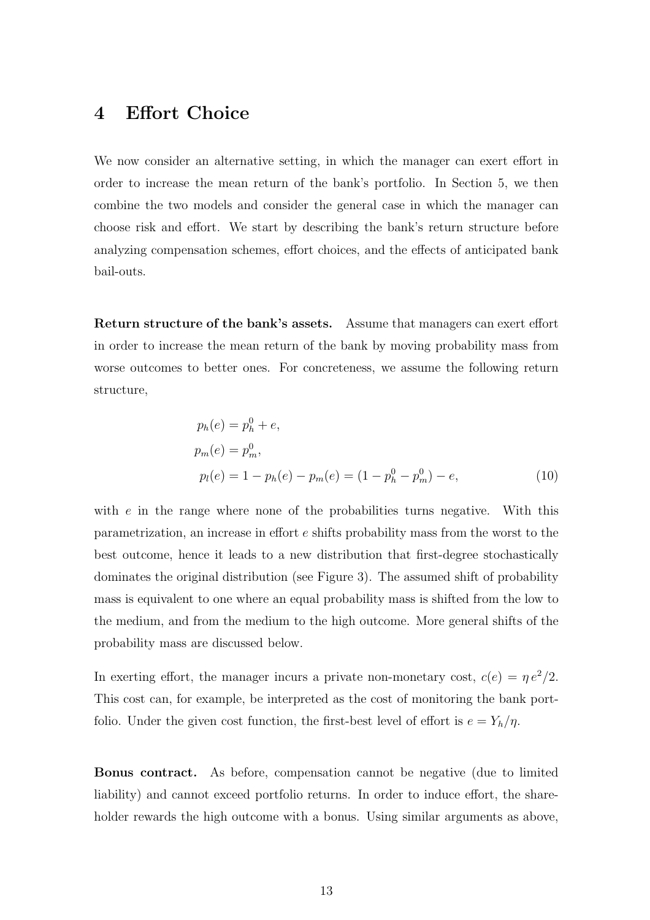# 4 Effort Choice

We now consider an alternative setting, in which the manager can exert effort in order to increase the mean return of the bank's portfolio. In Section 5, we then combine the two models and consider the general case in which the manager can choose risk and effort. We start by describing the bank's return structure before analyzing compensation schemes, effort choices, and the effects of anticipated bank bail-outs.

**Return structure of the bank's assets.** Assume that managers can exert effort in order to increase the mean return of the bank by moving probability mass from worse outcomes to better ones. For concreteness, we assume the following return structure,

$$
\begin{aligned}
p_h(e) &= p_h^0 + e, \\
p_m(e) &= p_m^0, \\
p_l(e) &= 1 - p_h(e) - p_m(e) = (1 - p_h^0 - p_m^0) - e, \qquad (10)
\end{aligned}
$$

with $e$ in the range where none of the probabilities turns negative. With this parametrization, an increase in effort $e$ shifts probability mass from the worst to the best outcome, hence it leads to a new distribution that first-degree stochastically dominates the original distribution (see Figure 3). The assumed shift of probability mass is equivalent to one where an equal probability mass is shifted from the low to the medium, and from the medium to the high outcome. More general shifts of the probability mass are discussed below.

In exerting effort, the manager incurs a private non-monetary cost, $c(e) = \eta\, e^2/2$. This cost can, for example, be interpreted as the cost of monitoring the bank portfolio. Under the given cost function, the first-best level of effort is $e = Y_h/\eta$.

**Bonus contract.** As before, compensation cannot be negative (due to limited liability) and cannot exceed portfolio returns. In order to induce effort, the shareholder rewards the high outcome with a bonus. Using similar arguments as above,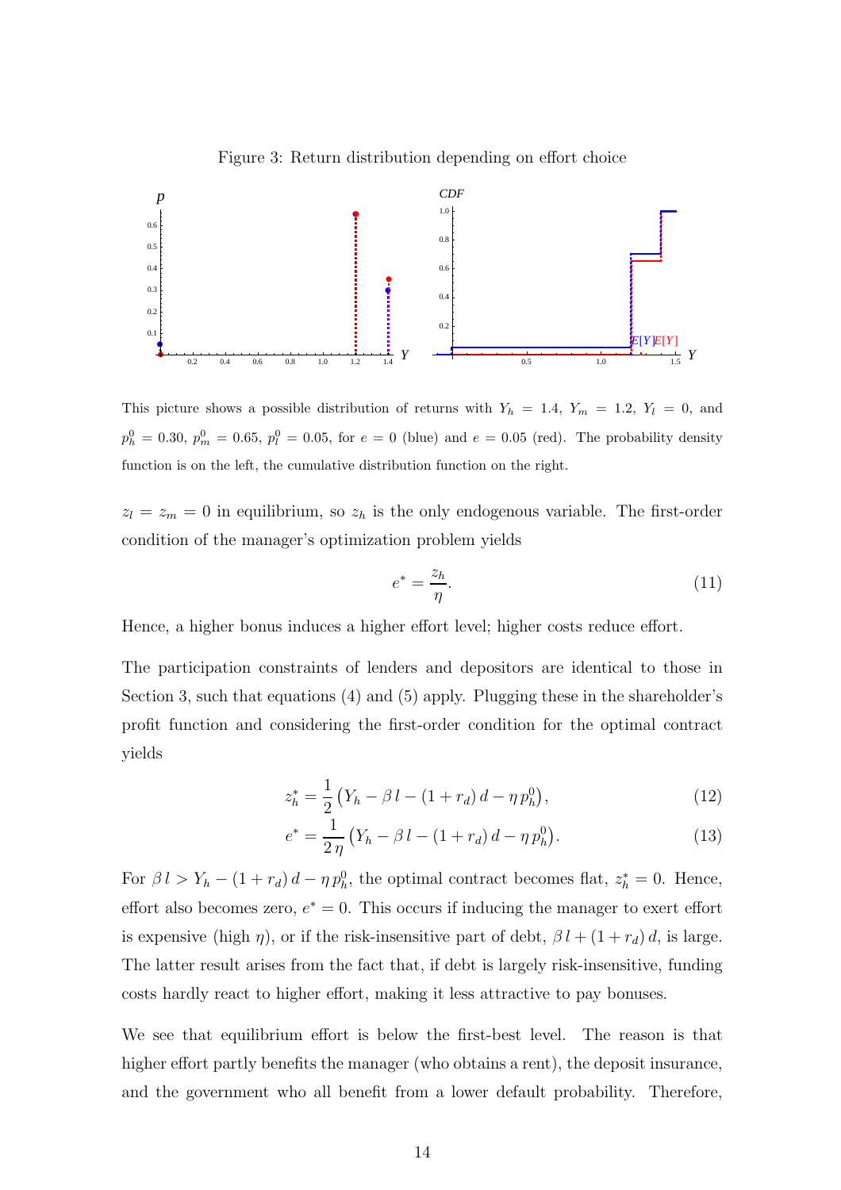Figure 3: Return distribution depending on effort choice

This picture shows a possible distribution of returns with $Y_h = 1.4$, $Y_m = 1.2$, $Y_l = 0$, and $p_h^0 = 0.30$, $p_m^0 = 0.65$, $p_l^0 = 0.05$, for $e = 0$ (blue) and $e = 0.05$ (red). The probability density function is on the left, the cumulative distribution function on the right.

$z_l = z_m = 0$ in equilibrium, so $z_h$ is the only endogenous variable. The first-order condition of the manager's optimization problem yields

$$e^* = \frac{z_h}{\eta}. \tag{11}$$

Hence, a higher bonus induces a higher effort level; higher costs reduce effort.

The participation constraints of lenders and depositors are identical to those in Section 3, such that equations (4) and (5) apply. Plugging these in the shareholder's profit function and considering the first-order condition for the optimal contract yields

$$z_h^* = \frac{1}{2}\left(Y_h - \beta\, l - (1 + r_d)\, d - \eta\, p_h^0\right), \tag{12}$$

$$e^* = \frac{1}{2\,\eta}\left(Y_h - \beta\, l - (1 + r_d)\, d - \eta\, p_h^0\right). \tag{13}$$

For $\beta\, l > Y_h - (1 + r_d)\, d - \eta\, p_h^0$, the optimal contract becomes flat, $z_h^* = 0$. Hence, effort also becomes zero, $e^* = 0$. This occurs if inducing the manager to exert effort is expensive (high $\eta$), or if the risk-insensitive part of debt, $\beta\, l + (1 + r_d)\, d$, is large. The latter result arises from the fact that, if debt is largely risk-insensitive, funding costs hardly react to higher effort, making it less attractive to pay bonuses.

We see that equilibrium effort is below the first-best level. The reason is that higher effort partly benefits the manager (who obtains a rent), the deposit insurance, and the government who all benefit from a lower default probability. Therefore,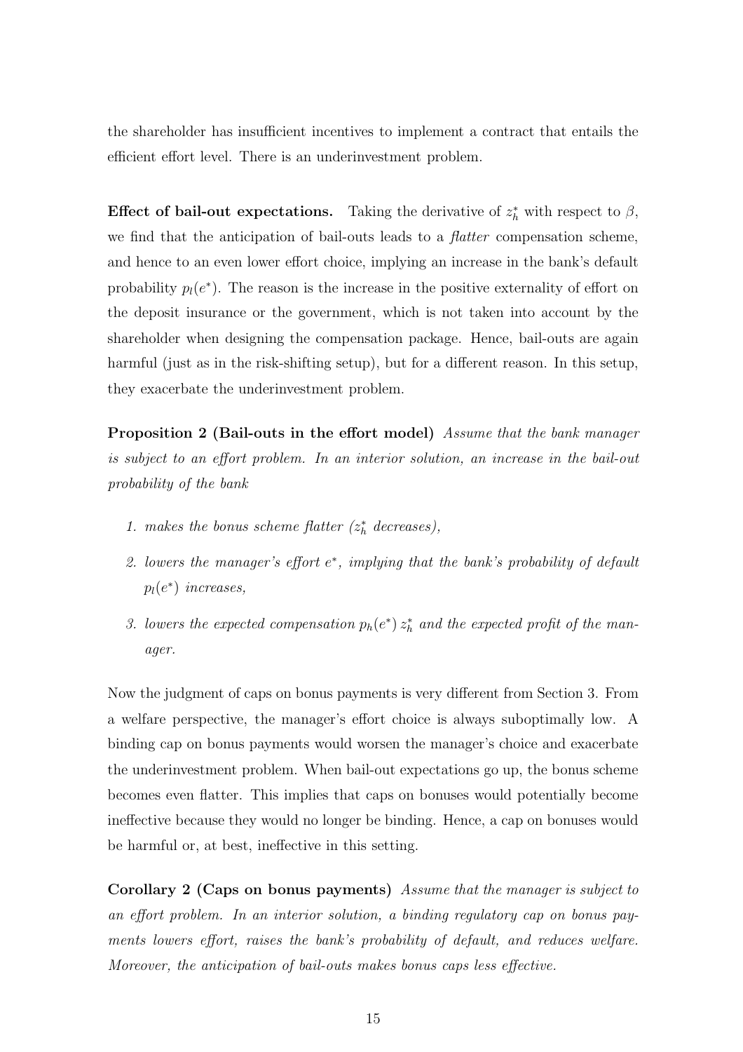the shareholder has insufficient incentives to implement a contract that entails the efficient effort level. There is an underinvestment problem.

**Effect of bail-out expectations.** Taking the derivative of $z_h^*$ with respect to $\beta$, we find that the anticipation of bail-outs leads to a *flatter* compensation scheme, and hence to an even lower effort choice, implying an increase in the bank's default probability $p_l(e^*)$. The reason is the increase in the positive externality of effort on the deposit insurance or the government, which is not taken into account by the shareholder when designing the compensation package. Hence, bail-outs are again harmful (just as in the risk-shifting setup), but for a different reason. In this setup, they exacerbate the underinvestment problem.

**Proposition 2 (Bail-outs in the effort model)** *Assume that the bank manager is subject to an effort problem. In an interior solution, an increase in the bail-out probability of the bank*

1. *makes the bonus scheme flatter ($z_h^*$ decreases),*
2. *lowers the manager's effort $e^*$, implying that the bank's probability of default $p_l(e^*)$ increases,*
3. *lowers the expected compensation $p_h(e^*)\, z_h^*$ and the expected profit of the manager.*

Now the judgment of caps on bonus payments is very different from Section 3. From a welfare perspective, the manager's effort choice is always suboptimally low. A binding cap on bonus payments would worsen the manager's choice and exacerbate the underinvestment problem. When bail-out expectations go up, the bonus scheme becomes even flatter. This implies that caps on bonuses would potentially become ineffective because they would no longer be binding. Hence, a cap on bonuses would be harmful or, at best, ineffective in this setting.

**Corollary 2 (Caps on bonus payments)** *Assume that the manager is subject to an effort problem. In an interior solution, a binding regulatory cap on bonus payments lowers effort, raises the bank's probability of default, and reduces welfare. Moreover, the anticipation of bail-outs makes bonus caps less effective.*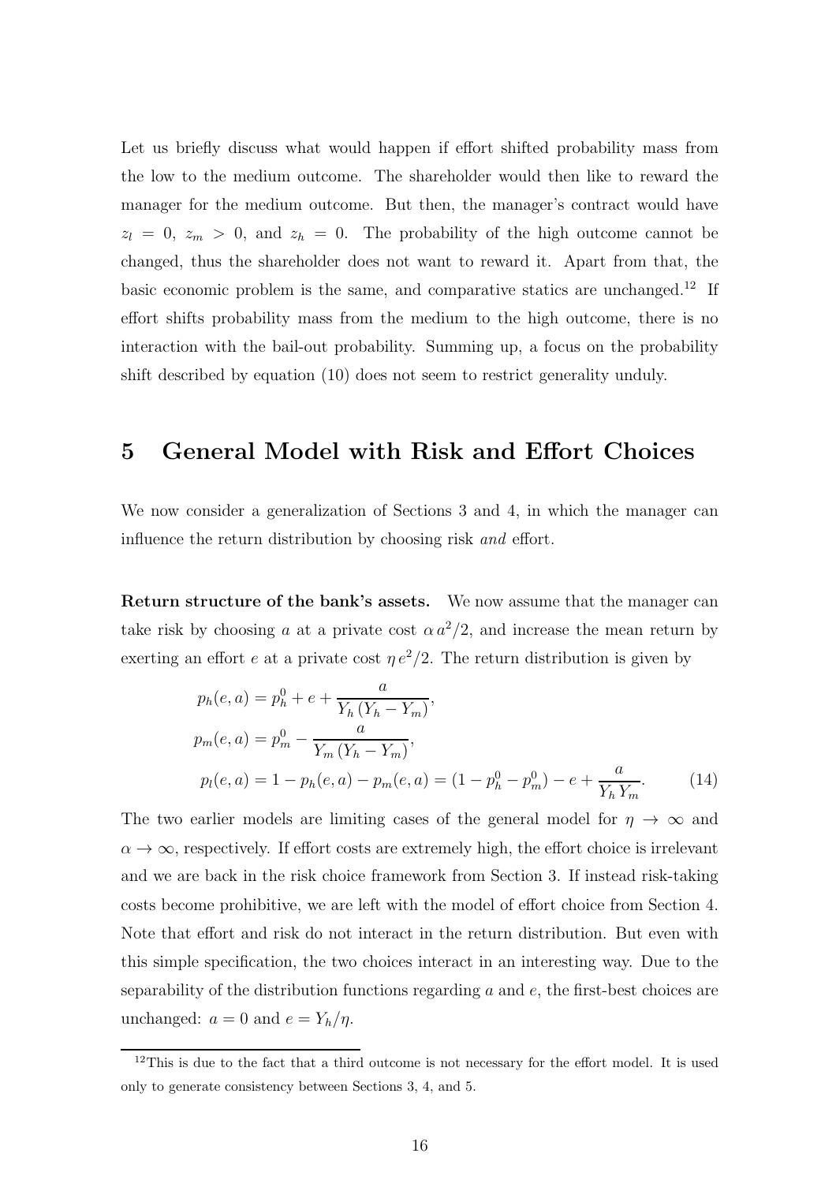Let us briefly discuss what would happen if effort shifted probability mass from the low to the medium outcome. The shareholder would then like to reward the manager for the medium outcome. But then, the manager's contract would have $z_l = 0$, $z_m > 0$, and $z_h = 0$. The probability of the high outcome cannot be changed, thus the shareholder does not want to reward it. Apart from that, the basic economic problem is the same, and comparative statics are unchanged.[12] If effort shifts probability mass from the medium to the high outcome, there is no interaction with the bail-out probability. Summing up, a focus on the probability shift described by equation (10) does not seem to restrict generality unduly.

# 5 General Model with Risk and Effort Choices

We now consider a generalization of Sections 3 and 4, in which the manager can influence the return distribution by choosing risk *and* effort.

**Return structure of the bank's assets.** We now assume that the manager can take risk by choosing $a$ at a private cost $\alpha\, a^2/2$, and increase the mean return by exerting an effort $e$ at a private cost $\eta\, e^2/2$. The return distribution is given by

$$
\begin{aligned}
p_h(e,a) &= p_h^0 + e + \frac{a}{Y_h\,(Y_h - Y_m)}, \\
p_m(e,a) &= p_m^0 - \frac{a}{Y_m\,(Y_h - Y_m)}, \\
p_l(e,a) &= 1 - p_h(e,a) - p_m(e,a) = (1 - p_h^0 - p_m^0) - e + \frac{a}{Y_h\,Y_m}. \qquad (14)
\end{aligned}
$$

The two earlier models are limiting cases of the general model for $\eta \to \infty$ and $\alpha \to \infty$, respectively. If effort costs are extremely high, the effort choice is irrelevant and we are back in the risk choice framework from Section 3. If instead risk-taking costs become prohibitive, we are left with the model of effort choice from Section 4. Note that effort and risk do not interact in the return distribution. But even with this simple specification, the two choices interact in an interesting way. Due to the separability of the distribution functions regarding $a$ and $e$, the first-best choices are unchanged: $a = 0$ and $e = Y_h/\eta$.

[12] This is due to the fact that a third outcome is not necessary for the effort model. It is used only to generate consistency between Sections 3, 4, and 5.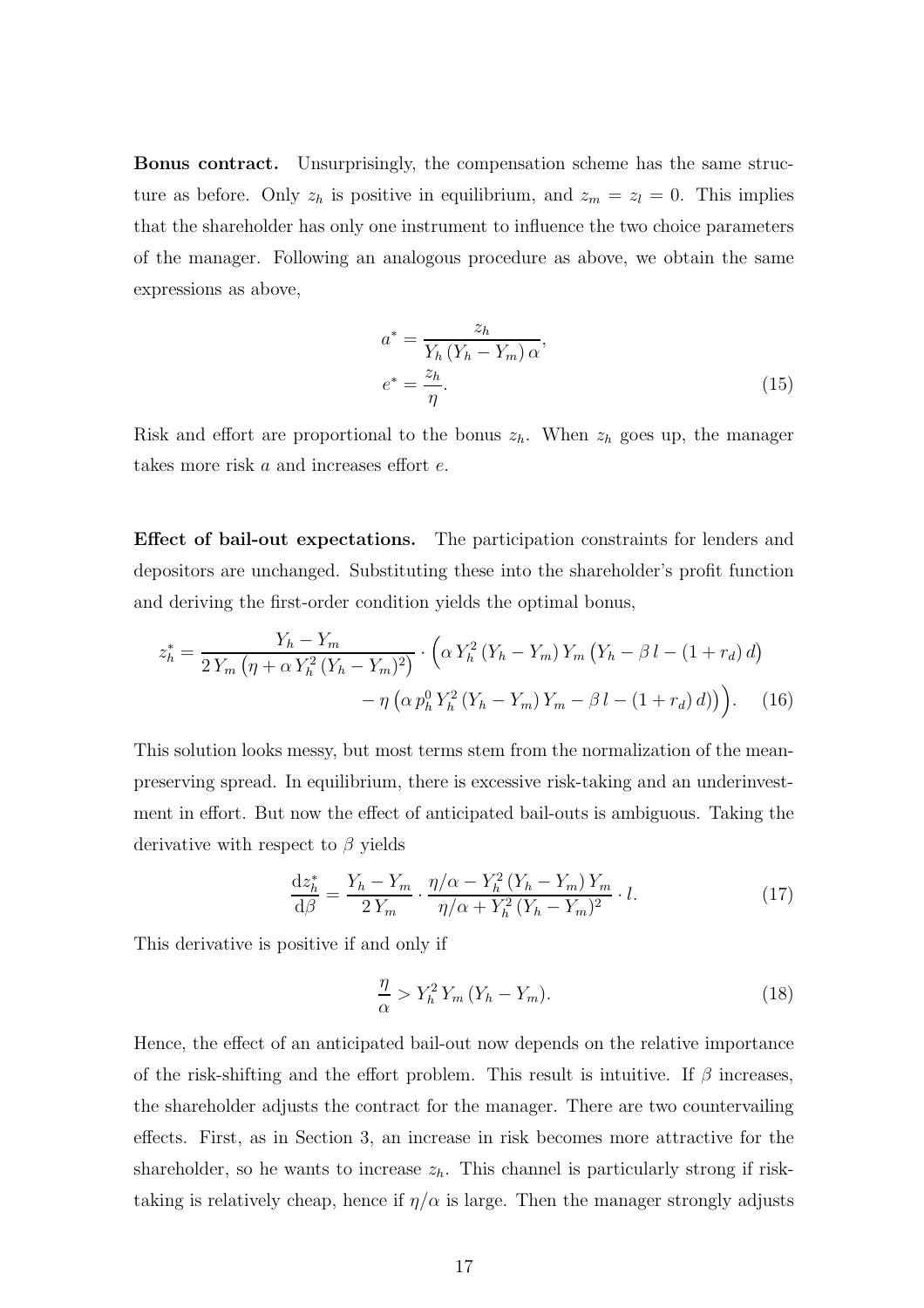**Bonus contract.** Unsurprisingly, the compensation scheme has the same structure as before. Only $z_h$ is positive in equilibrium, and $z_m = z_l = 0$. This implies that the shareholder has only one instrument to influence the two choice parameters of the manager. Following an analogous procedure as above, we obtain the same expressions as above,

$$
\begin{aligned}
a^* &= \frac{z_h}{Y_h\,(Y_h - Y_m)\,\alpha}, \\
e^* &= \frac{z_h}{\eta}.
\end{aligned}
\tag{15}
$$

Risk and effort are proportional to the bonus $z_h$. When $z_h$ goes up, the manager takes more risk $a$ and increases effort $e$.

**Effect of bail-out expectations.** The participation constraints for lenders and depositors are unchanged. Substituting these into the shareholder's profit function and deriving the first-order condition yields the optimal bonus,

$$
\begin{aligned}
z_h^* = \frac{Y_h - Y_m}{2\,Y_m\left(\eta + \alpha\,Y_h^2\,(Y_h - Y_m)^2\right)} \cdot \Big(\alpha\,Y_h^2\,(Y_h - Y_m)\,Y_m\left(Y_h - \beta\,l - (1 + r_d)\,d\right) \\
- \eta\left(\alpha\,p_h^0\,Y_h^2\,(Y_h - Y_m)\,Y_m - \beta\,l - (1 + r_d)\,d)\right)\Big).
\end{aligned}
\tag{16}
$$

This solution looks messy, but most terms stem from the normalization of the mean-preserving spread. In equilibrium, there is excessive risk-taking and an underinvestment in effort. But now the effect of anticipated bail-outs is ambiguous. Taking the derivative with respect to $\beta$ yields

$$
\frac{\mathrm{d}z_h^*}{\mathrm{d}\beta} = \frac{Y_h - Y_m}{2\,Y_m} \cdot \frac{\eta/\alpha - Y_h^2\,(Y_h - Y_m)\,Y_m}{\eta/\alpha + Y_h^2\,(Y_h - Y_m)^2} \cdot l. \tag{17}
$$

This derivative is positive if and only if

$$
\frac{\eta}{\alpha} > Y_h^2\,Y_m\,(Y_h - Y_m). \tag{18}
$$

Hence, the effect of an anticipated bail-out now depends on the relative importance of the risk-shifting and the effort problem. This result is intuitive. If $\beta$ increases, the shareholder adjusts the contract for the manager. There are two countervailing effects. First, as in Section 3, an increase in risk becomes more attractive for the shareholder, so he wants to increase $z_h$. This channel is particularly strong if risk-taking is relatively cheap, hence if $\eta/\alpha$ is large. Then the manager strongly adjusts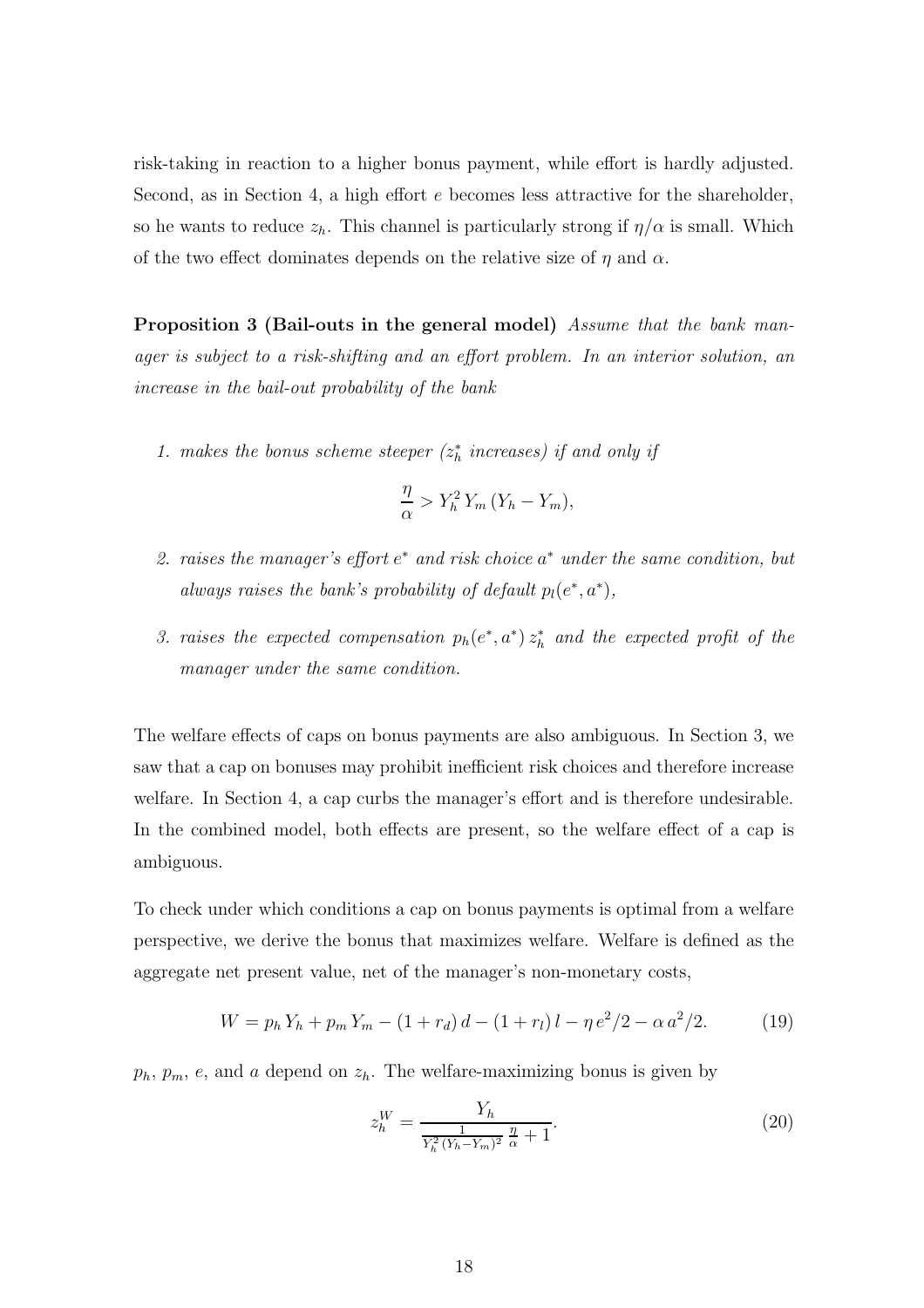risk-taking in reaction to a higher bonus payment, while effort is hardly adjusted. Second, as in Section 4, a high effort $e$ becomes less attractive for the shareholder, so he wants to reduce $z_h$. This channel is particularly strong if $\eta/\alpha$ is small. Which of the two effect dominates depends on the relative size of $\eta$ and $\alpha$.

**Proposition 3 (Bail-outs in the general model)** *Assume that the bank manager is subject to a risk-shifting and an effort problem. In an interior solution, an increase in the bail-out probability of the bank*

1. *makes the bonus scheme steeper ($z_h^*$ increases) if and only if*

$$\frac{\eta}{\alpha} > Y_h^2 \, Y_m \, (Y_h - Y_m),$$

2. *raises the manager's effort $e^*$ and risk choice $a^*$ under the same condition, but always raises the bank's probability of default $p_l(e^*, a^*)$,*

3. *raises the expected compensation $p_h(e^*, a^*) \, z_h^*$ and the expected profit of the manager under the same condition.*

The welfare effects of caps on bonus payments are also ambiguous. In Section 3, we saw that a cap on bonuses may prohibit inefficient risk choices and therefore increase welfare. In Section 4, a cap curbs the manager's effort and is therefore undesirable. In the combined model, both effects are present, so the welfare effect of a cap is ambiguous.

To check under which conditions a cap on bonus payments is optimal from a welfare perspective, we derive the bonus that maximizes welfare. Welfare is defined as the aggregate net present value, net of the manager's non-monetary costs,

$$W = p_h \, Y_h + p_m \, Y_m - (1 + r_d) \, d - (1 + r_l) \, l - \eta \, e^2/2 - \alpha \, a^2/2. \tag{19}$$

$p_h$, $p_m$, $e$, and $a$ depend on $z_h$. The welfare-maximizing bonus is given by

$$z_h^W = \frac{Y_h}{\frac{1}{Y_h^2 \, (Y_h - Y_m)^2} \, \frac{\eta}{\alpha} + 1}. \tag{20}$$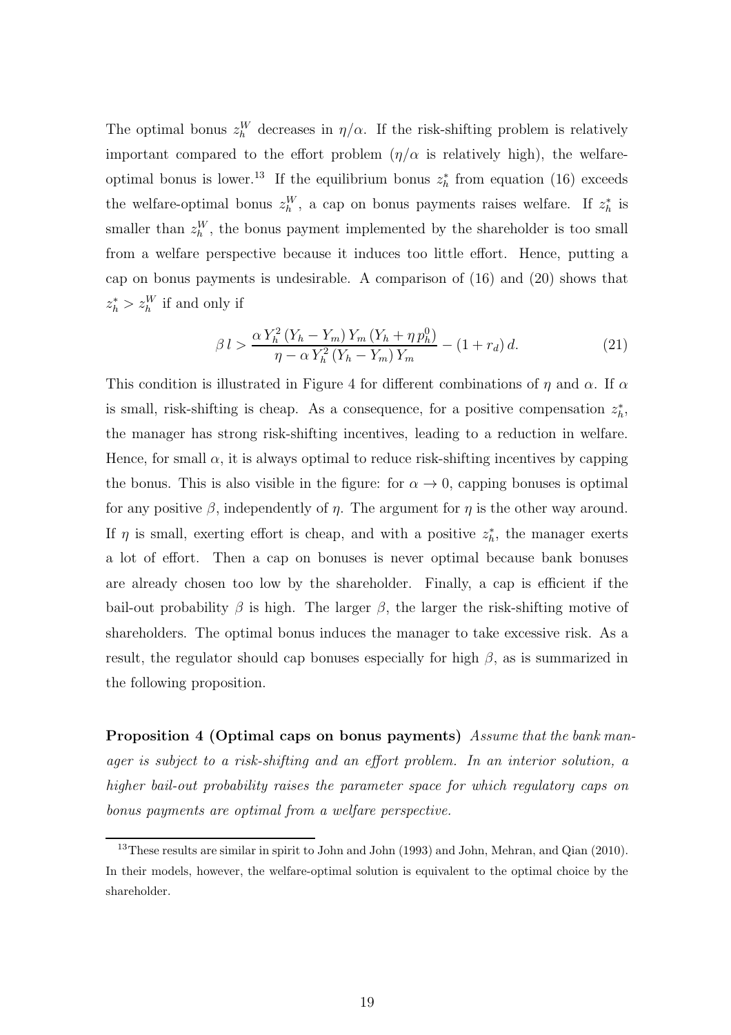The optimal bonus $z_h^W$ decreases in $\eta/\alpha$. If the risk-shifting problem is relatively important compared to the effort problem ($\eta/\alpha$ is relatively high), the welfare-optimal bonus is lower.[13] If the equilibrium bonus $z_h^*$ from equation (16) exceeds the welfare-optimal bonus $z_h^W$, a cap on bonus payments raises welfare. If $z_h^*$ is smaller than $z_h^W$, the bonus payment implemented by the shareholder is too small from a welfare perspective because it induces too little effort. Hence, putting a cap on bonus payments is undesirable. A comparison of (16) and (20) shows that $z_h^* > z_h^W$ if and only if

$$\beta\, l > \frac{\alpha\, Y_h^2\, (Y_h - Y_m)\, Y_m\, (Y_h + \eta\, p_h^0)}{\eta - \alpha\, Y_h^2\, (Y_h - Y_m)\, Y_m} - (1 + r_d)\, d. \tag{21}$$

This condition is illustrated in Figure 4 for different combinations of $\eta$ and $\alpha$. If $\alpha$ is small, risk-shifting is cheap. As a consequence, for a positive compensation $z_h^*$, the manager has strong risk-shifting incentives, leading to a reduction in welfare. Hence, for small $\alpha$, it is always optimal to reduce risk-shifting incentives by capping the bonus. This is also visible in the figure: for $\alpha \to 0$, capping bonuses is optimal for any positive $\beta$, independently of $\eta$. The argument for $\eta$ is the other way around. If $\eta$ is small, exerting effort is cheap, and with a positive $z_h^*$, the manager exerts a lot of effort. Then a cap on bonuses is never optimal because bank bonuses are already chosen too low by the shareholder. Finally, a cap is efficient if the bail-out probability $\beta$ is high. The larger $\beta$, the larger the risk-shifting motive of shareholders. The optimal bonus induces the manager to take excessive risk. As a result, the regulator should cap bonuses especially for high $\beta$, as is summarized in the following proposition.

**Proposition 4 (Optimal caps on bonus payments)** *Assume that the bank manager is subject to a risk-shifting and an effort problem. In an interior solution, a higher bail-out probability raises the parameter space for which regulatory caps on bonus payments are optimal from a welfare perspective.*

[13] These results are similar in spirit to John and John (1993) and John, Mehran, and Qian (2010). In their models, however, the welfare-optimal solution is equivalent to the optimal choice by the shareholder.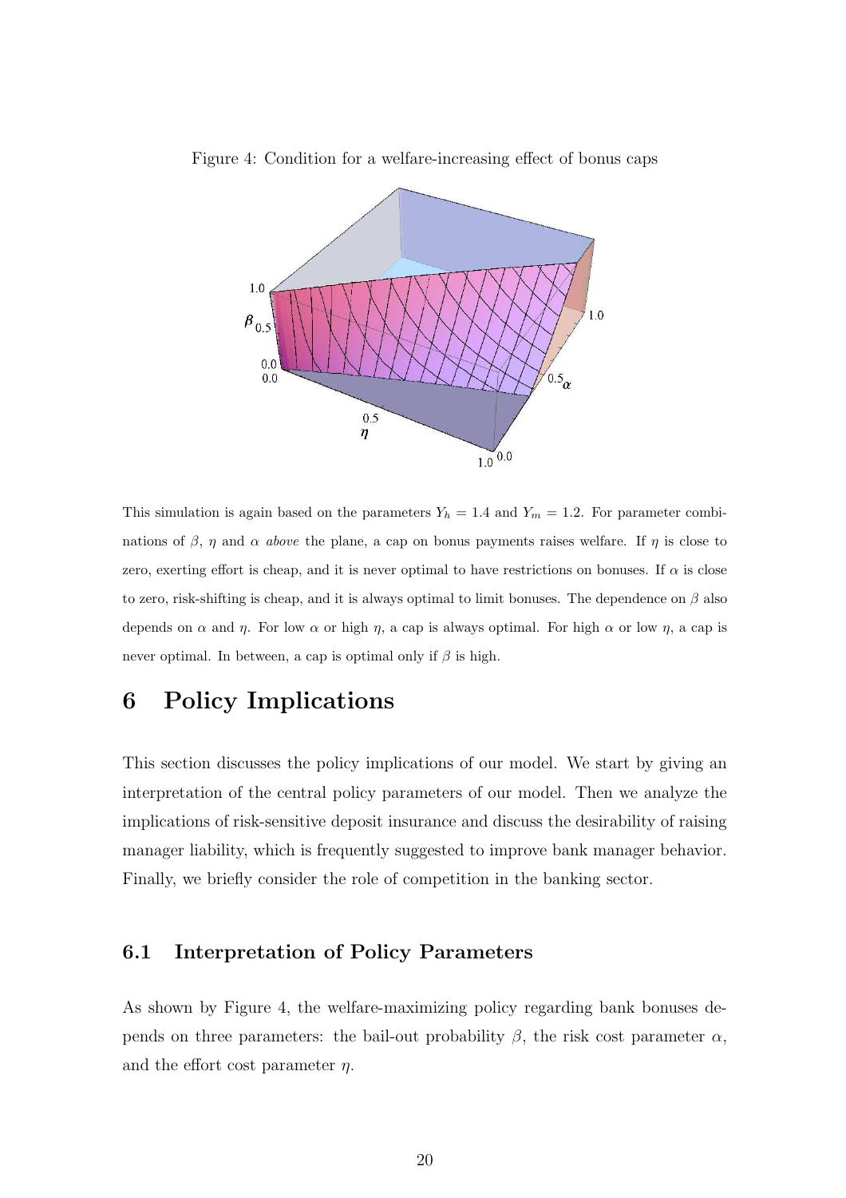Figure 4: Condition for a welfare-increasing effect of bonus caps

This simulation is again based on the parameters $Y_h = 1.4$ and $Y_m = 1.2$. For parameter combinations of $\beta$, $\eta$ and $\alpha$ *above* the plane, a cap on bonus payments raises welfare. If $\eta$ is close to zero, exerting effort is cheap, and it is never optimal to have restrictions on bonuses. If $\alpha$ is close to zero, risk-shifting is cheap, and it is always optimal to limit bonuses. The dependence on $\beta$ also depends on $\alpha$ and $\eta$. For low $\alpha$ or high $\eta$, a cap is always optimal. For high $\alpha$ or low $\eta$, a cap is never optimal. In between, a cap is optimal only if $\beta$ is high.

# 6 Policy Implications

This section discusses the policy implications of our model. We start by giving an interpretation of the central policy parameters of our model. Then we analyze the implications of risk-sensitive deposit insurance and discuss the desirability of raising manager liability, which is frequently suggested to improve bank manager behavior. Finally, we briefly consider the role of competition in the banking sector.

## 6.1 Interpretation of Policy Parameters

As shown by Figure 4, the welfare-maximizing policy regarding bank bonuses depends on three parameters: the bail-out probability $\beta$, the risk cost parameter $\alpha$, and the effort cost parameter $\eta$.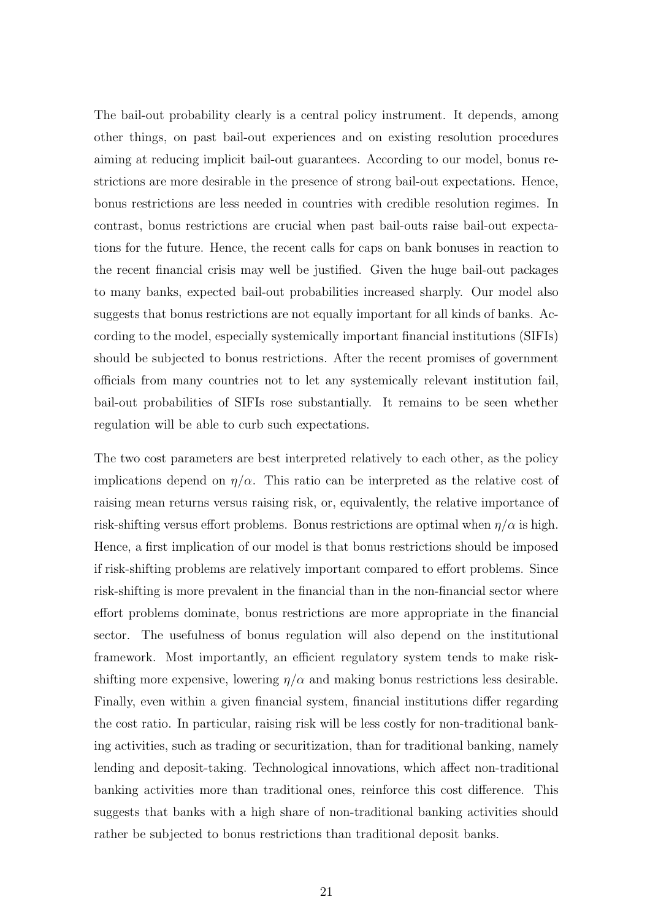The bail-out probability clearly is a central policy instrument. It depends, among other things, on past bail-out experiences and on existing resolution procedures aiming at reducing implicit bail-out guarantees. According to our model, bonus restrictions are more desirable in the presence of strong bail-out expectations. Hence, bonus restrictions are less needed in countries with credible resolution regimes. In contrast, bonus restrictions are crucial when past bail-outs raise bail-out expectations for the future. Hence, the recent calls for caps on bank bonuses in reaction to the recent financial crisis may well be justified. Given the huge bail-out packages to many banks, expected bail-out probabilities increased sharply. Our model also suggests that bonus restrictions are not equally important for all kinds of banks. According to the model, especially systemically important financial institutions (SIFIs) should be subjected to bonus restrictions. After the recent promises of government officials from many countries not to let any systemically relevant institution fail, bail-out probabilities of SIFIs rose substantially. It remains to be seen whether regulation will be able to curb such expectations.

The two cost parameters are best interpreted relatively to each other, as the policy implications depend on $\eta/\alpha$. This ratio can be interpreted as the relative cost of raising mean returns versus raising risk, or, equivalently, the relative importance of risk-shifting versus effort problems. Bonus restrictions are optimal when $\eta/\alpha$ is high. Hence, a first implication of our model is that bonus restrictions should be imposed if risk-shifting problems are relatively important compared to effort problems. Since risk-shifting is more prevalent in the financial than in the non-financial sector where effort problems dominate, bonus restrictions are more appropriate in the financial sector. The usefulness of bonus regulation will also depend on the institutional framework. Most importantly, an efficient regulatory system tends to make risk-shifting more expensive, lowering $\eta/\alpha$ and making bonus restrictions less desirable. Finally, even within a given financial system, financial institutions differ regarding the cost ratio. In particular, raising risk will be less costly for non-traditional banking activities, such as trading or securitization, than for traditional banking, namely lending and deposit-taking. Technological innovations, which affect non-traditional banking activities more than traditional ones, reinforce this cost difference. This suggests that banks with a high share of non-traditional banking activities should rather be subjected to bonus restrictions than traditional deposit banks.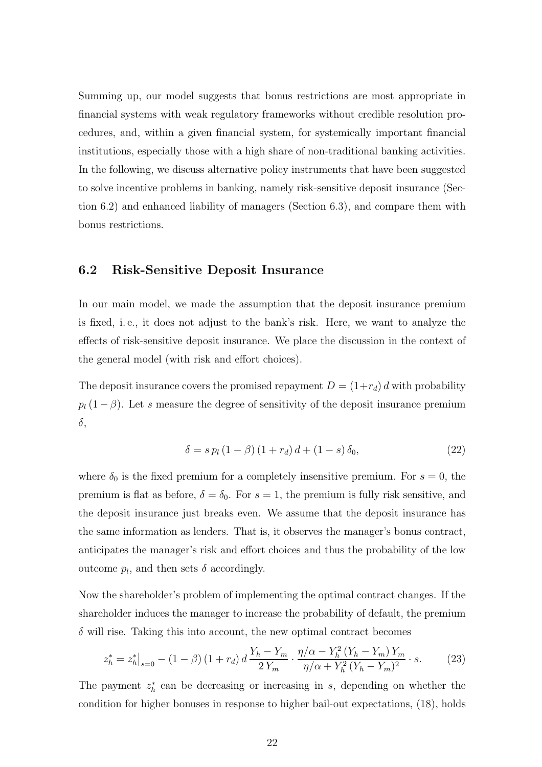Summing up, our model suggests that bonus restrictions are most appropriate in financial systems with weak regulatory frameworks without credible resolution procedures, and, within a given financial system, for systemically important financial institutions, especially those with a high share of non-traditional banking activities. In the following, we discuss alternative policy instruments that have been suggested to solve incentive problems in banking, namely risk-sensitive deposit insurance (Section 6.2) and enhanced liability of managers (Section 6.3), and compare them with bonus restrictions.

## 6.2 Risk-Sensitive Deposit Insurance

In our main model, we made the assumption that the deposit insurance premium is fixed, i. e., it does not adjust to the bank's risk. Here, we want to analyze the effects of risk-sensitive deposit insurance. We place the discussion in the context of the general model (with risk and effort choices).

The deposit insurance covers the promised repayment $D = (1+r_d)\,d$ with probability $p_l\,(1-\beta)$. Let $s$ measure the degree of sensitivity of the deposit insurance premium $\delta$,

$$\delta = s\,p_l\,(1-\beta)\,(1+r_d)\,d + (1-s)\,\delta_0, \tag{22}$$

where $\delta_0$ is the fixed premium for a completely insensitive premium. For $s = 0$, the premium is flat as before, $\delta = \delta_0$. For $s = 1$, the premium is fully risk sensitive, and the deposit insurance just breaks even. We assume that the deposit insurance has the same information as lenders. That is, it observes the manager's bonus contract, anticipates the manager's risk and effort choices and thus the probability of the low outcome $p_l$, and then sets $\delta$ accordingly.

Now the shareholder's problem of implementing the optimal contract changes. If the shareholder induces the manager to increase the probability of default, the premium $\delta$ will rise. Taking this into account, the new optimal contract becomes

$$z_h^* = z_h^*\big|_{s=0} - (1-\beta)\,(1+r_d)\,d\,\frac{Y_h - Y_m}{2\,Y_m} \cdot \frac{\eta/\alpha - Y_h^2\,(Y_h - Y_m)\,Y_m}{\eta/\alpha + Y_h^2\,(Y_h - Y_m)^2} \cdot s. \tag{23}$$

The payment $z_h^*$ can be decreasing or increasing in $s$, depending on whether the condition for higher bonuses in response to higher bail-out expectations, (18), holds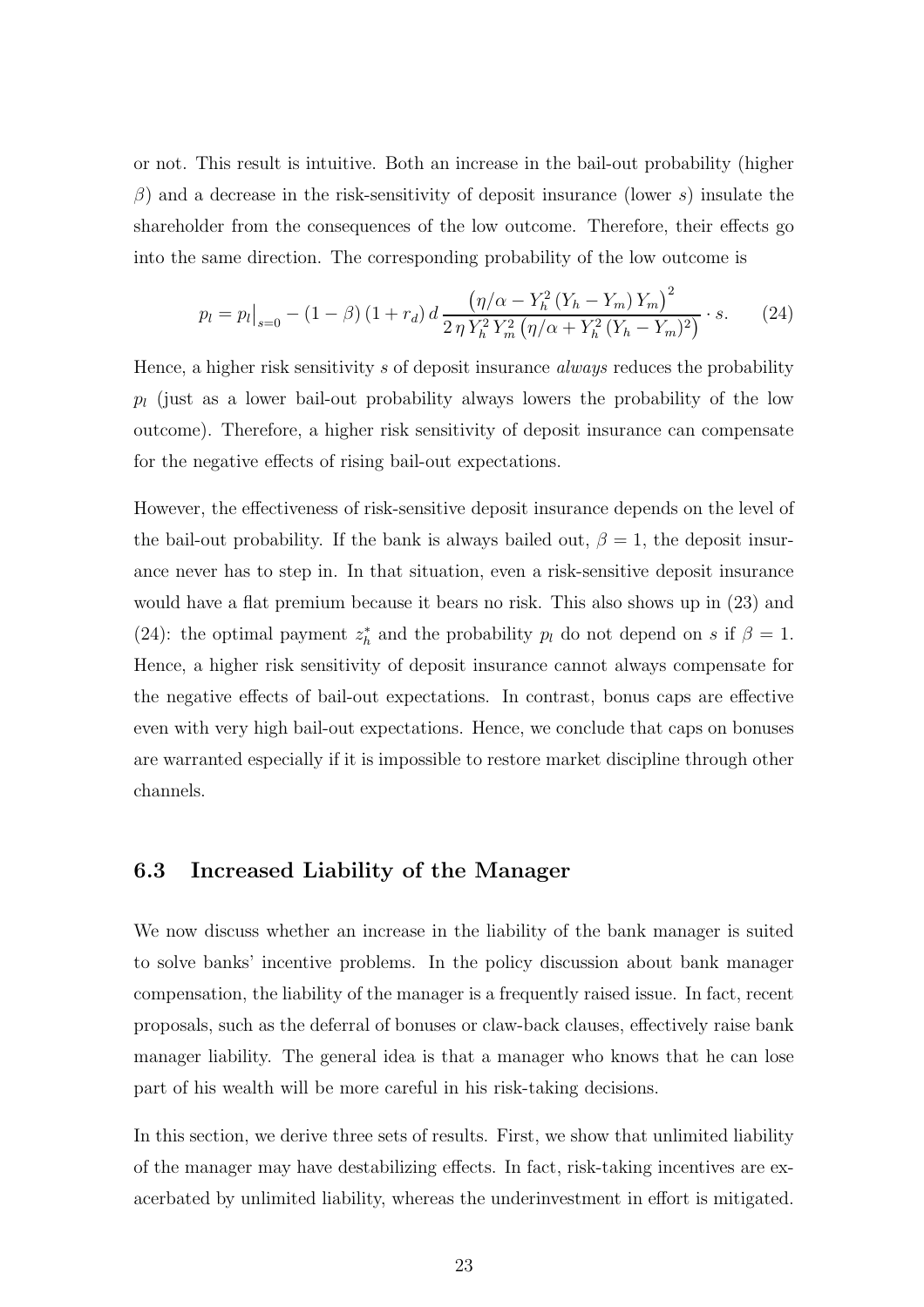or not. This result is intuitive. Both an increase in the bail-out probability (higher $\beta$) and a decrease in the risk-sensitivity of deposit insurance (lower $s$) insulate the shareholder from the consequences of the low outcome. Therefore, their effects go into the same direction. The corresponding probability of the low outcome is

$$p_l = p_l\big|_{s=0} - (1-\beta)\,(1+r_d)\,d\,\frac{\left(\eta/\alpha - Y_h^2\,(Y_h - Y_m)\,Y_m\right)^2}{2\,\eta\,Y_h^2\,Y_m^2\,\left(\eta/\alpha + Y_h^2\,(Y_h - Y_m)^2\right)} \cdot s. \tag{24}$$

Hence, a higher risk sensitivity $s$ of deposit insurance *always* reduces the probability $p_l$ (just as a lower bail-out probability always lowers the probability of the low outcome). Therefore, a higher risk sensitivity of deposit insurance can compensate for the negative effects of rising bail-out expectations.

However, the effectiveness of risk-sensitive deposit insurance depends on the level of the bail-out probability. If the bank is always bailed out, $\beta = 1$, the deposit insurance never has to step in. In that situation, even a risk-sensitive deposit insurance would have a flat premium because it bears no risk. This also shows up in (23) and (24): the optimal payment $z_h^*$ and the probability $p_l$ do not depend on $s$ if $\beta = 1$. Hence, a higher risk sensitivity of deposit insurance cannot always compensate for the negative effects of bail-out expectations. In contrast, bonus caps are effective even with very high bail-out expectations. Hence, we conclude that caps on bonuses are warranted especially if it is impossible to restore market discipline through other channels.

### 6.3 Increased Liability of the Manager

We now discuss whether an increase in the liability of the bank manager is suited to solve banks' incentive problems. In the policy discussion about bank manager compensation, the liability of the manager is a frequently raised issue. In fact, recent proposals, such as the deferral of bonuses or claw-back clauses, effectively raise bank manager liability. The general idea is that a manager who knows that he can lose part of his wealth will be more careful in his risk-taking decisions.

In this section, we derive three sets of results. First, we show that unlimited liability of the manager may have destabilizing effects. In fact, risk-taking incentives are exacerbated by unlimited liability, whereas the underinvestment in effort is mitigated.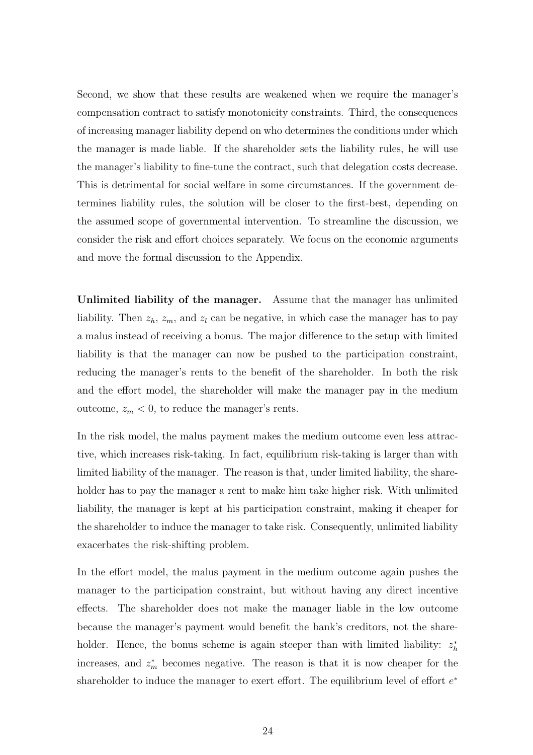Second, we show that these results are weakened when we require the manager's compensation contract to satisfy monotonicity constraints. Third, the consequences of increasing manager liability depend on who determines the conditions under which the manager is made liable. If the shareholder sets the liability rules, he will use the manager's liability to fine-tune the contract, such that delegation costs decrease. This is detrimental for social welfare in some circumstances. If the government determines liability rules, the solution will be closer to the first-best, depending on the assumed scope of governmental intervention. To streamline the discussion, we consider the risk and effort choices separately. We focus on the economic arguments and move the formal discussion to the Appendix.

**Unlimited liability of the manager.** Assume that the manager has unlimited liability. Then $z_h$, $z_m$, and $z_l$ can be negative, in which case the manager has to pay a malus instead of receiving a bonus. The major difference to the setup with limited liability is that the manager can now be pushed to the participation constraint, reducing the manager's rents to the benefit of the shareholder. In both the risk and the effort model, the shareholder will make the manager pay in the medium outcome, $z_m < 0$, to reduce the manager's rents.

In the risk model, the malus payment makes the medium outcome even less attractive, which increases risk-taking. In fact, equilibrium risk-taking is larger than with limited liability of the manager. The reason is that, under limited liability, the shareholder has to pay the manager a rent to make him take higher risk. With unlimited liability, the manager is kept at his participation constraint, making it cheaper for the shareholder to induce the manager to take risk. Consequently, unlimited liability exacerbates the risk-shifting problem.

In the effort model, the malus payment in the medium outcome again pushes the manager to the participation constraint, but without having any direct incentive effects. The shareholder does not make the manager liable in the low outcome because the manager's payment would benefit the bank's creditors, not the shareholder. Hence, the bonus scheme is again steeper than with limited liability: $z_h^*$ increases, and $z_m^*$ becomes negative. The reason is that it is now cheaper for the shareholder to induce the manager to exert effort. The equilibrium level of effort $e^*$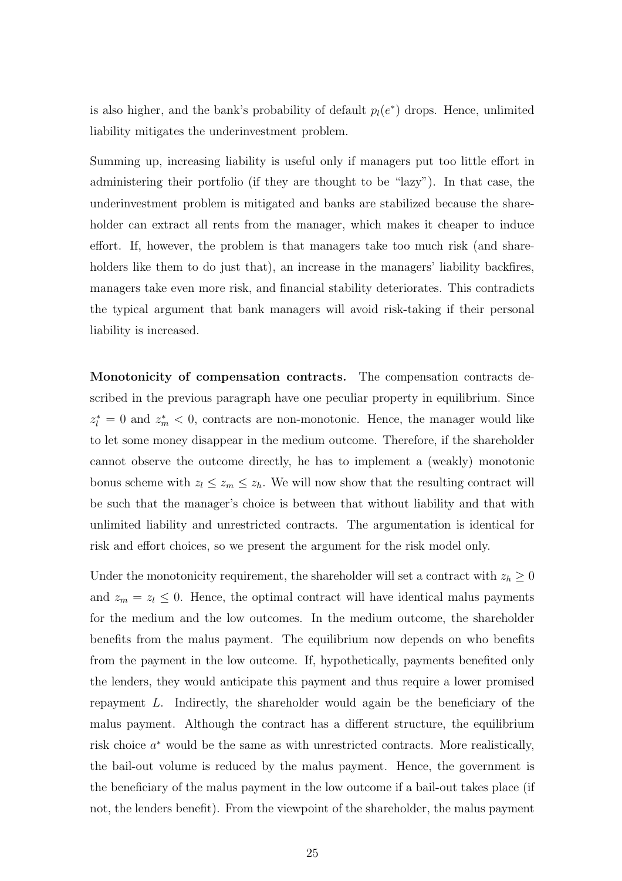is also higher, and the bank's probability of default $p_l(e^*)$ drops. Hence, unlimited liability mitigates the underinvestment problem.

Summing up, increasing liability is useful only if managers put too little effort in administering their portfolio (if they are thought to be "lazy"). In that case, the underinvestment problem is mitigated and banks are stabilized because the shareholder can extract all rents from the manager, which makes it cheaper to induce effort. If, however, the problem is that managers take too much risk (and shareholders like them to do just that), an increase in the managers' liability backfires, managers take even more risk, and financial stability deteriorates. This contradicts the typical argument that bank managers will avoid risk-taking if their personal liability is increased.

**Monotonicity of compensation contracts.** The compensation contracts described in the previous paragraph have one peculiar property in equilibrium. Since $z_l^* = 0$ and $z_m^* < 0$, contracts are non-monotonic. Hence, the manager would like to let some money disappear in the medium outcome. Therefore, if the shareholder cannot observe the outcome directly, he has to implement a (weakly) monotonic bonus scheme with $z_l \leq z_m \leq z_h$. We will now show that the resulting contract will be such that the manager's choice is between that without liability and that with unlimited liability and unrestricted contracts. The argumentation is identical for risk and effort choices, so we present the argument for the risk model only.

Under the monotonicity requirement, the shareholder will set a contract with $z_h \geq 0$ and $z_m = z_l \leq 0$. Hence, the optimal contract will have identical malus payments for the medium and the low outcomes. In the medium outcome, the shareholder benefits from the malus payment. The equilibrium now depends on who benefits from the payment in the low outcome. If, hypothetically, payments benefited only the lenders, they would anticipate this payment and thus require a lower promised repayment $L$. Indirectly, the shareholder would again be the beneficiary of the malus payment. Although the contract has a different structure, the equilibrium risk choice $a^*$ would be the same as with unrestricted contracts. More realistically, the bail-out volume is reduced by the malus payment. Hence, the government is the beneficiary of the malus payment in the low outcome if a bail-out takes place (if not, the lenders benefit). From the viewpoint of the shareholder, the malus payment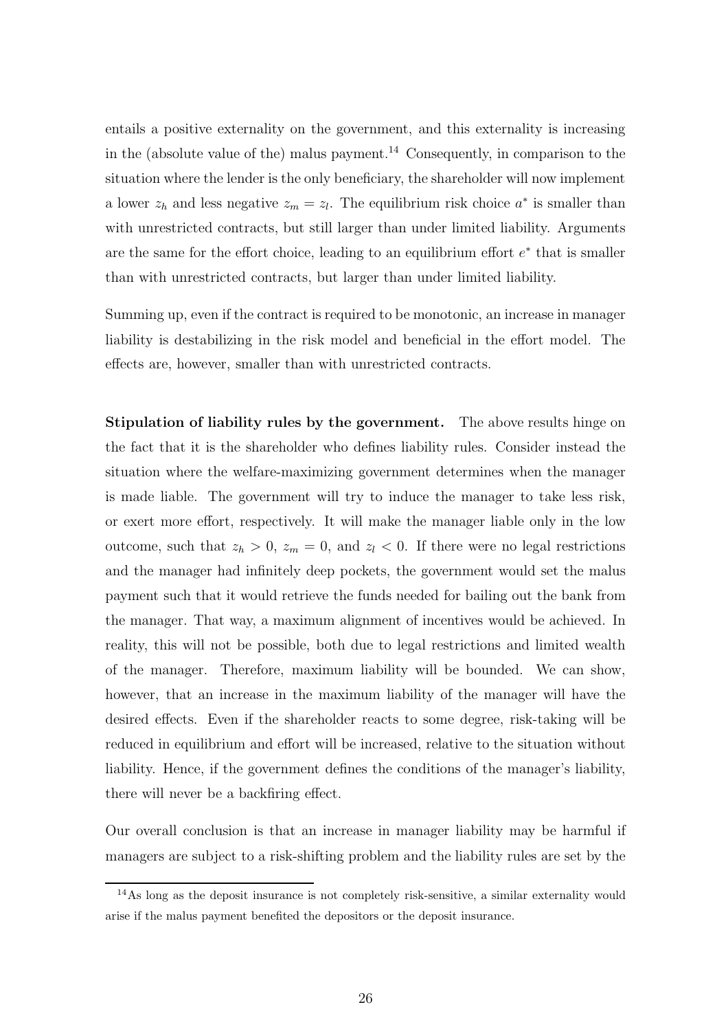entails a positive externality on the government, and this externality is increasing in the (absolute value of the) malus payment.[14] Consequently, in comparison to the situation where the lender is the only beneficiary, the shareholder will now implement a lower $z_h$ and less negative $z_m = z_l$. The equilibrium risk choice $a^*$ is smaller than with unrestricted contracts, but still larger than under limited liability. Arguments are the same for the effort choice, leading to an equilibrium effort $e^*$ that is smaller than with unrestricted contracts, but larger than under limited liability.

Summing up, even if the contract is required to be monotonic, an increase in manager liability is destabilizing in the risk model and beneficial in the effort model. The effects are, however, smaller than with unrestricted contracts.

**Stipulation of liability rules by the government.** The above results hinge on the fact that it is the shareholder who defines liability rules. Consider instead the situation where the welfare-maximizing government determines when the manager is made liable. The government will try to induce the manager to take less risk, or exert more effort, respectively. It will make the manager liable only in the low outcome, such that $z_h > 0$, $z_m = 0$, and $z_l < 0$. If there were no legal restrictions and the manager had infinitely deep pockets, the government would set the malus payment such that it would retrieve the funds needed for bailing out the bank from the manager. That way, a maximum alignment of incentives would be achieved. In reality, this will not be possible, both due to legal restrictions and limited wealth of the manager. Therefore, maximum liability will be bounded. We can show, however, that an increase in the maximum liability of the manager will have the desired effects. Even if the shareholder reacts to some degree, risk-taking will be reduced in equilibrium and effort will be increased, relative to the situation without liability. Hence, if the government defines the conditions of the manager's liability, there will never be a backfiring effect.

Our overall conclusion is that an increase in manager liability may be harmful if managers are subject to a risk-shifting problem and the liability rules are set by the

[14] As long as the deposit insurance is not completely risk-sensitive, a similar externality would arise if the malus payment benefited the depositors or the deposit insurance.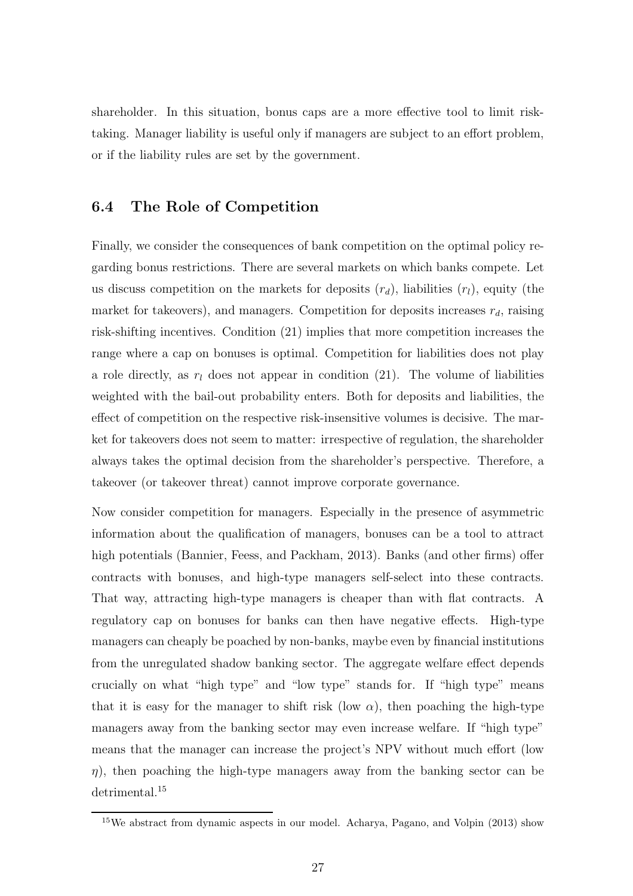shareholder. In this situation, bonus caps are a more effective tool to limit risk-taking. Manager liability is useful only if managers are subject to an effort problem, or if the liability rules are set by the government.

### 6.4 The Role of Competition

Finally, we consider the consequences of bank competition on the optimal policy regarding bonus restrictions. There are several markets on which banks compete. Let us discuss competition on the markets for deposits ($r_d$), liabilities ($r_l$), equity (the market for takeovers), and managers. Competition for deposits increases $r_d$, raising risk-shifting incentives. Condition (21) implies that more competition increases the range where a cap on bonuses is optimal. Competition for liabilities does not play a role directly, as $r_l$ does not appear in condition (21). The volume of liabilities weighted with the bail-out probability enters. Both for deposits and liabilities, the effect of competition on the respective risk-insensitive volumes is decisive. The market for takeovers does not seem to matter: irrespective of regulation, the shareholder always takes the optimal decision from the shareholder's perspective. Therefore, a takeover (or takeover threat) cannot improve corporate governance.

Now consider competition for managers. Especially in the presence of asymmetric information about the qualification of managers, bonuses can be a tool to attract high potentials (Bannier, Feess, and Packham, 2013). Banks (and other firms) offer contracts with bonuses, and high-type managers self-select into these contracts. That way, attracting high-type managers is cheaper than with flat contracts. A regulatory cap on bonuses for banks can then have negative effects. High-type managers can cheaply be poached by non-banks, maybe even by financial institutions from the unregulated shadow banking sector. The aggregate welfare effect depends crucially on what "high type" and "low type" stands for. If "high type" means that it is easy for the manager to shift risk (low $\alpha$), then poaching the high-type managers away from the banking sector may even increase welfare. If "high type" means that the manager can increase the project's NPV without much effort (low $\eta$), then poaching the high-type managers away from the banking sector can be detrimental.[15]

[15] We abstract from dynamic aspects in our model. Acharya, Pagano, and Volpin (2013) show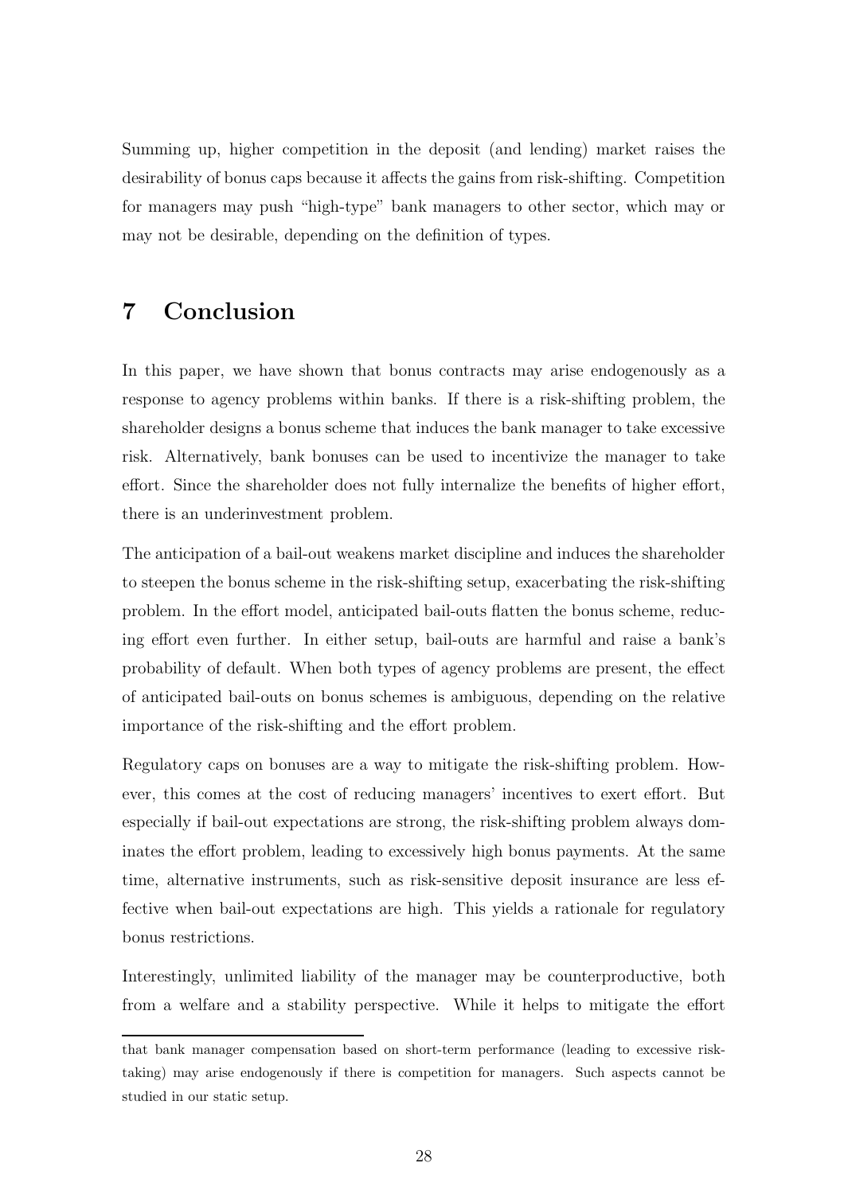Summing up, higher competition in the deposit (and lending) market raises the desirability of bonus caps because it affects the gains from risk-shifting. Competition for managers may push "high-type" bank managers to other sector, which may or may not be desirable, depending on the definition of types.

# 7 Conclusion

In this paper, we have shown that bonus contracts may arise endogenously as a response to agency problems within banks. If there is a risk-shifting problem, the shareholder designs a bonus scheme that induces the bank manager to take excessive risk. Alternatively, bank bonuses can be used to incentivize the manager to take effort. Since the shareholder does not fully internalize the benefits of higher effort, there is an underinvestment problem.

The anticipation of a bail-out weakens market discipline and induces the shareholder to steepen the bonus scheme in the risk-shifting setup, exacerbating the risk-shifting problem. In the effort model, anticipated bail-outs flatten the bonus scheme, reducing effort even further. In either setup, bail-outs are harmful and raise a bank's probability of default. When both types of agency problems are present, the effect of anticipated bail-outs on bonus schemes is ambiguous, depending on the relative importance of the risk-shifting and the effort problem.

Regulatory caps on bonuses are a way to mitigate the risk-shifting problem. However, this comes at the cost of reducing managers' incentives to exert effort. But especially if bail-out expectations are strong, the risk-shifting problem always dominates the effort problem, leading to excessively high bonus payments. At the same time, alternative instruments, such as risk-sensitive deposit insurance are less effective when bail-out expectations are high. This yields a rationale for regulatory bonus restrictions.

Interestingly, unlimited liability of the manager may be counterproductive, both from a welfare and a stability perspective. While it helps to mitigate the effort

that bank manager compensation based on short-term performance (leading to excessive risk-taking) may arise endogenously if there is competition for managers. Such aspects cannot be studied in our static setup.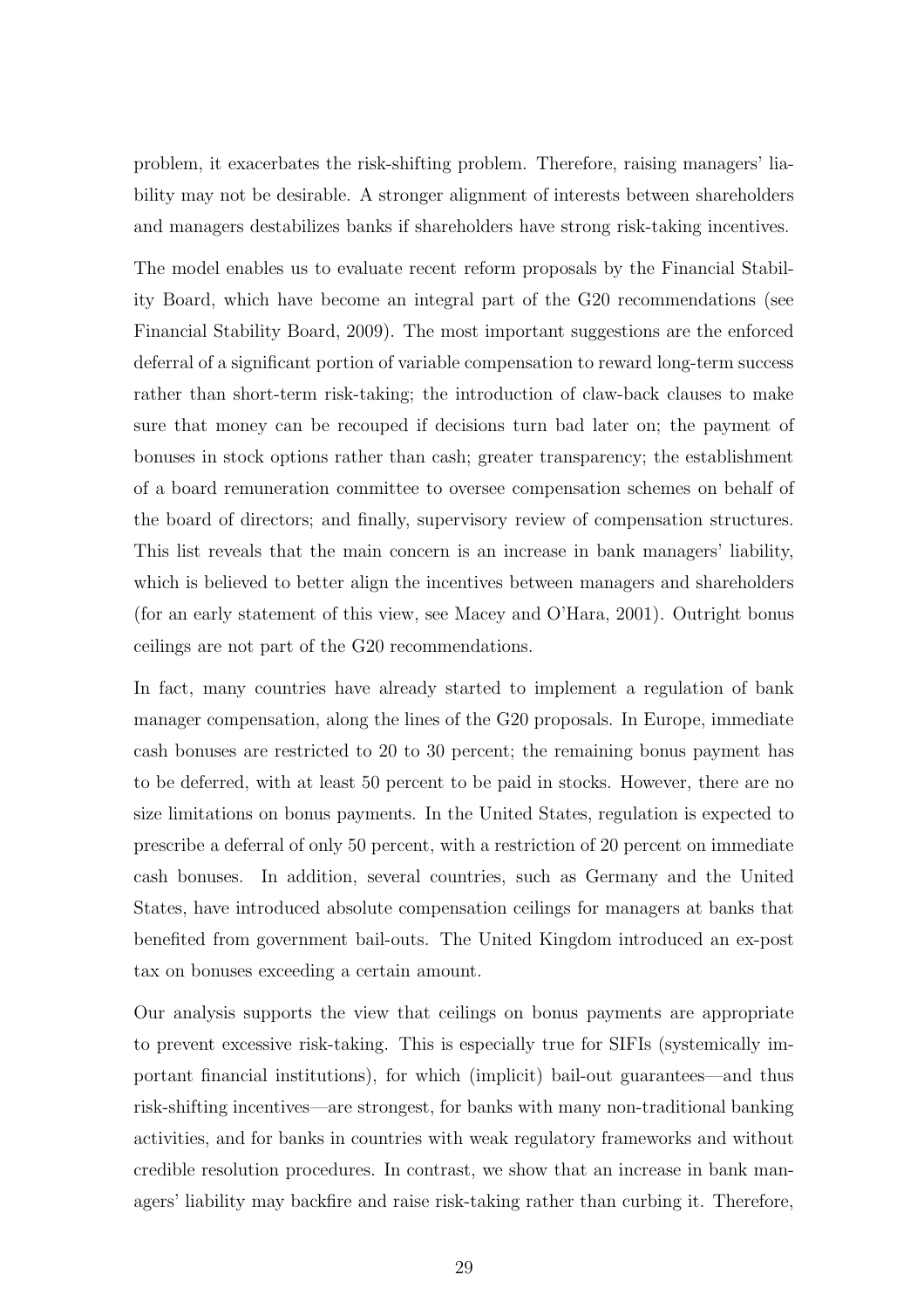problem, it exacerbates the risk-shifting problem. Therefore, raising managers' liability may not be desirable. A stronger alignment of interests between shareholders and managers destabilizes banks if shareholders have strong risk-taking incentives.

The model enables us to evaluate recent reform proposals by the Financial Stability Board, which have become an integral part of the G20 recommendations (see Financial Stability Board, 2009). The most important suggestions are the enforced deferral of a significant portion of variable compensation to reward long-term success rather than short-term risk-taking; the introduction of claw-back clauses to make sure that money can be recouped if decisions turn bad later on; the payment of bonuses in stock options rather than cash; greater transparency; the establishment of a board remuneration committee to oversee compensation schemes on behalf of the board of directors; and finally, supervisory review of compensation structures. This list reveals that the main concern is an increase in bank managers' liability, which is believed to better align the incentives between managers and shareholders (for an early statement of this view, see Macey and O'Hara, 2001). Outright bonus ceilings are not part of the G20 recommendations.

In fact, many countries have already started to implement a regulation of bank manager compensation, along the lines of the G20 proposals. In Europe, immediate cash bonuses are restricted to 20 to 30 percent; the remaining bonus payment has to be deferred, with at least 50 percent to be paid in stocks. However, there are no size limitations on bonus payments. In the United States, regulation is expected to prescribe a deferral of only 50 percent, with a restriction of 20 percent on immediate cash bonuses. In addition, several countries, such as Germany and the United States, have introduced absolute compensation ceilings for managers at banks that benefited from government bail-outs. The United Kingdom introduced an ex-post tax on bonuses exceeding a certain amount.

Our analysis supports the view that ceilings on bonus payments are appropriate to prevent excessive risk-taking. This is especially true for SIFIs (systemically important financial institutions), for which (implicit) bail-out guarantees—and thus risk-shifting incentives—are strongest, for banks with many non-traditional banking activities, and for banks in countries with weak regulatory frameworks and without credible resolution procedures. In contrast, we show that an increase in bank managers' liability may backfire and raise risk-taking rather than curbing it. Therefore,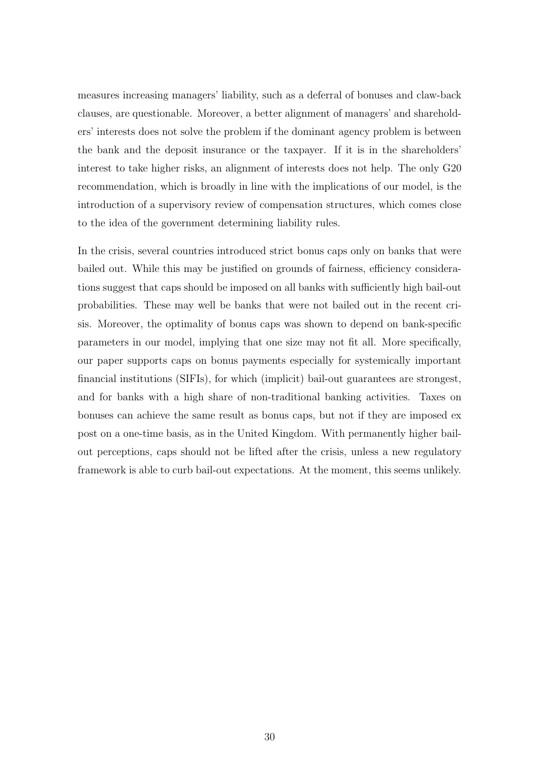measures increasing managers' liability, such as a deferral of bonuses and claw-back clauses, are questionable. Moreover, a better alignment of managers' and shareholders' interests does not solve the problem if the dominant agency problem is between the bank and the deposit insurance or the taxpayer. If it is in the shareholders' interest to take higher risks, an alignment of interests does not help. The only G20 recommendation, which is broadly in line with the implications of our model, is the introduction of a supervisory review of compensation structures, which comes close to the idea of the government determining liability rules.

In the crisis, several countries introduced strict bonus caps only on banks that were bailed out. While this may be justified on grounds of fairness, efficiency considerations suggest that caps should be imposed on all banks with sufficiently high bail-out probabilities. These may well be banks that were not bailed out in the recent crisis. Moreover, the optimality of bonus caps was shown to depend on bank-specific parameters in our model, implying that one size may not fit all. More specifically, our paper supports caps on bonus payments especially for systemically important financial institutions (SIFIs), for which (implicit) bail-out guarantees are strongest, and for banks with a high share of non-traditional banking activities. Taxes on bonuses can achieve the same result as bonus caps, but not if they are imposed ex post on a one-time basis, as in the United Kingdom. With permanently higher bail-out perceptions, caps should not be lifted after the crisis, unless a new regulatory framework is able to curb bail-out expectations. At the moment, this seems unlikely.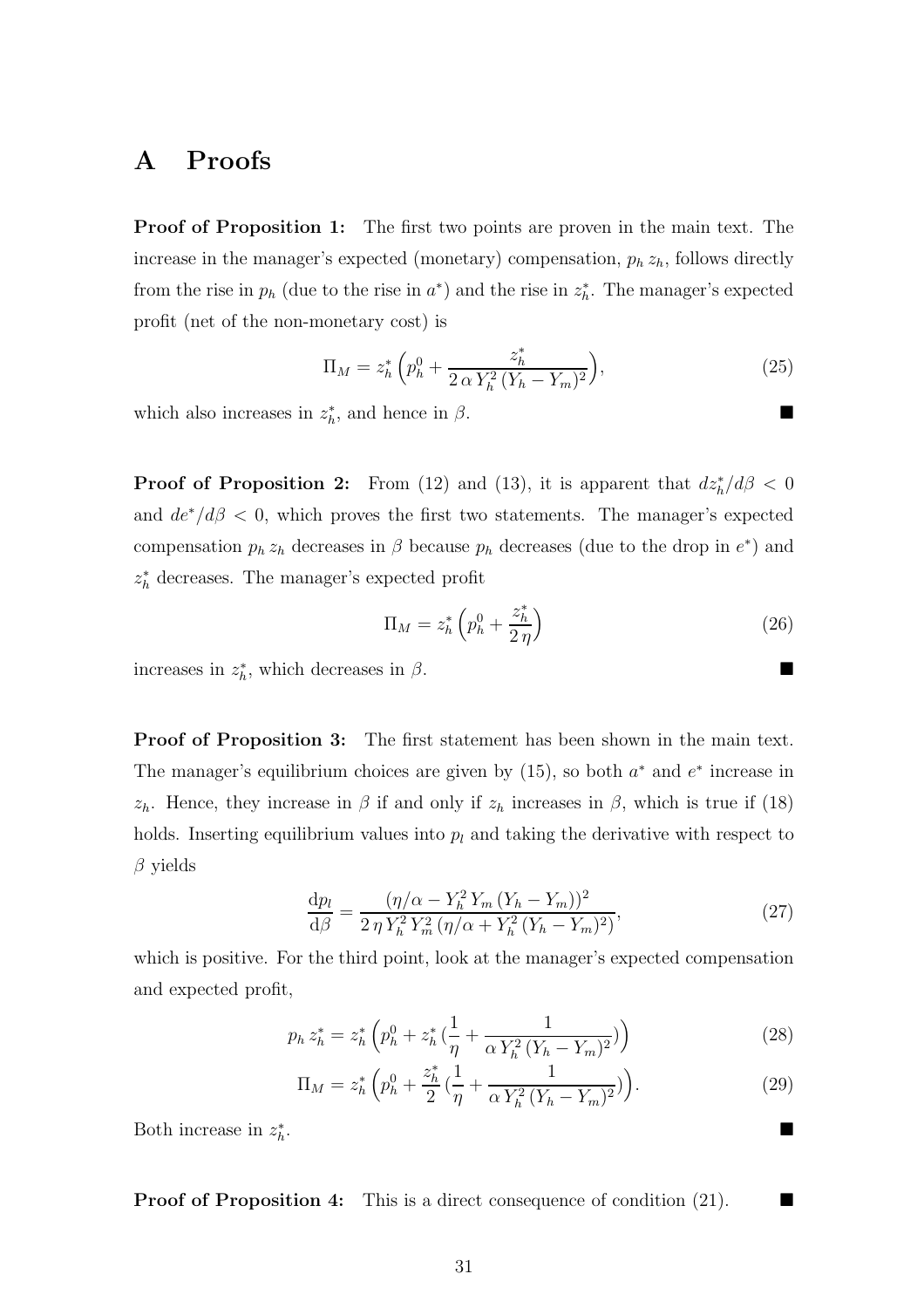# A Proofs

**Proof of Proposition 1:** The first two points are proven in the main text. The increase in the manager's expected (monetary) compensation, $p_h\, z_h$, follows directly from the rise in $p_h$ (due to the rise in $a^*$) and the rise in $z_h^*$. The manager's expected profit (net of the non-monetary cost) is

$$\Pi_M = z_h^* \Big( p_h^0 + \frac{z_h^*}{2\,\alpha\, Y_h^2\,(Y_h - Y_m)^2} \Big), \tag{25}$$

which also increases in $z_h^*$, and hence in $\beta$. ■

**Proof of Proposition 2:** From (12) and (13), it is apparent that $dz_h^*/d\beta < 0$ and $de^*/d\beta < 0$, which proves the first two statements. The manager's expected compensation $p_h\, z_h$ decreases in $\beta$ because $p_h$ decreases (due to the drop in $e^*$) and $z_h^*$ decreases. The manager's expected profit

$$\Pi_M = z_h^* \Big( p_h^0 + \frac{z_h^*}{2\,\eta} \Big) \tag{26}$$

increases in $z_h^*$, which decreases in $\beta$. ■

**Proof of Proposition 3:** The first statement has been shown in the main text. The manager's equilibrium choices are given by (15), so both $a^*$ and $e^*$ increase in $z_h$. Hence, they increase in $\beta$ if and only if $z_h$ increases in $\beta$, which is true if (18) holds. Inserting equilibrium values into $p_l$ and taking the derivative with respect to $\beta$ yields

$$\frac{\mathrm{d}p_l}{\mathrm{d}\beta} = \frac{(\eta/\alpha - Y_h^2\, Y_m\,(Y_h - Y_m))^2}{2\,\eta\, Y_h^2\, Y_m^2\,(\eta/\alpha + Y_h^2\,(Y_h - Y_m)^2)}, \tag{27}$$

which is positive. For the third point, look at the manager's expected compensation and expected profit,

$$p_h\, z_h^* = z_h^* \Big( p_h^0 + z_h^* (\frac{1}{\eta} + \frac{1}{\alpha\, Y_h^2\,(Y_h - Y_m)^2}) \Big) \tag{28}$$

$$\Pi_M = z_h^* \Big( p_h^0 + \frac{z_h^*}{2} (\frac{1}{\eta} + \frac{1}{\alpha\, Y_h^2\,(Y_h - Y_m)^2}) \Big). \tag{29}$$

Both increase in $z_h^*$. ■

**Proof of Proposition 4:** This is a direct consequence of condition (21). ■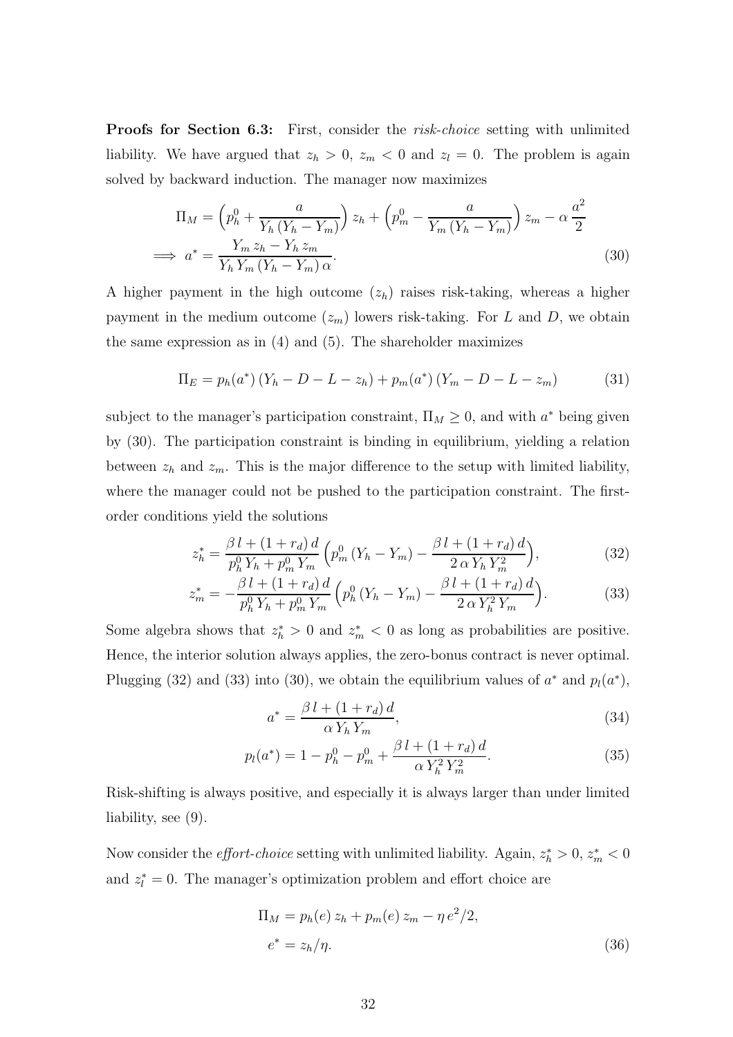**Proofs for Section 6.3:** First, consider the *risk-choice* setting with unlimited liability. We have argued that $z_h > 0$, $z_m < 0$ and $z_l = 0$. The problem is again solved by backward induction. The manager now maximizes

$$\Pi_M = \Big(p_h^0 + \frac{a}{Y_h\,(Y_h - Y_m)}\Big)\,z_h + \Big(p_m^0 - \frac{a}{Y_m\,(Y_h - Y_m)}\Big)\,z_m - \alpha\,\frac{a^2}{2}$$

$$\implies a^* = \frac{Y_m\,z_h - Y_h\,z_m}{Y_h\,Y_m\,(Y_h - Y_m)\,\alpha}. \tag{30}$$

A higher payment in the high outcome ($z_h$) raises risk-taking, whereas a higher payment in the medium outcome ($z_m$) lowers risk-taking. For $L$ and $D$, we obtain the same expression as in (4) and (5). The shareholder maximizes

$$\Pi_E = p_h(a^*)\,(Y_h - D - L - z_h) + p_m(a^*)\,(Y_m - D - L - z_m) \tag{31}$$

subject to the manager's participation constraint, $\Pi_M \geq 0$, and with $a^*$ being given by (30). The participation constraint is binding in equilibrium, yielding a relation between $z_h$ and $z_m$. This is the major difference to the setup with limited liability, where the manager could not be pushed to the participation constraint. The first-order conditions yield the solutions

$$z_h^* = \frac{\beta\,l + (1 + r_d)\,d}{p_h^0\,Y_h + p_m^0\,Y_m}\Big(p_m^0\,(Y_h - Y_m) - \frac{\beta\,l + (1 + r_d)\,d}{2\,\alpha\,Y_h\,Y_m^2}\Big), \tag{32}$$

$$z_m^* = -\frac{\beta\,l + (1 + r_d)\,d}{p_h^0\,Y_h + p_m^0\,Y_m}\Big(p_h^0\,(Y_h - Y_m) - \frac{\beta\,l + (1 + r_d)\,d}{2\,\alpha\,Y_h^2\,Y_m}\Big). \tag{33}$$

Some algebra shows that $z_h^* > 0$ and $z_m^* < 0$ as long as probabilities are positive. Hence, the interior solution always applies, the zero-bonus contract is never optimal. Plugging (32) and (33) into (30), we obtain the equilibrium values of $a^*$ and $p_l(a^*)$,

$$a^* = \frac{\beta\,l + (1 + r_d)\,d}{\alpha\,Y_h\,Y_m}, \tag{34}$$

$$p_l(a^*) = 1 - p_h^0 - p_m^0 + \frac{\beta\,l + (1 + r_d)\,d}{\alpha\,Y_h^2\,Y_m^2}. \tag{35}$$

Risk-shifting is always positive, and especially it is always larger than under limited liability, see (9).

Now consider the *effort-choice* setting with unlimited liability. Again, $z_h^* > 0$, $z_m^* < 0$ and $z_l^* = 0$. The manager's optimization problem and effort choice are

$$\Pi_M = p_h(e)\,z_h + p_m(e)\,z_m - \eta\,e^2/2,$$

$$e^* = z_h/\eta. \tag{36}$$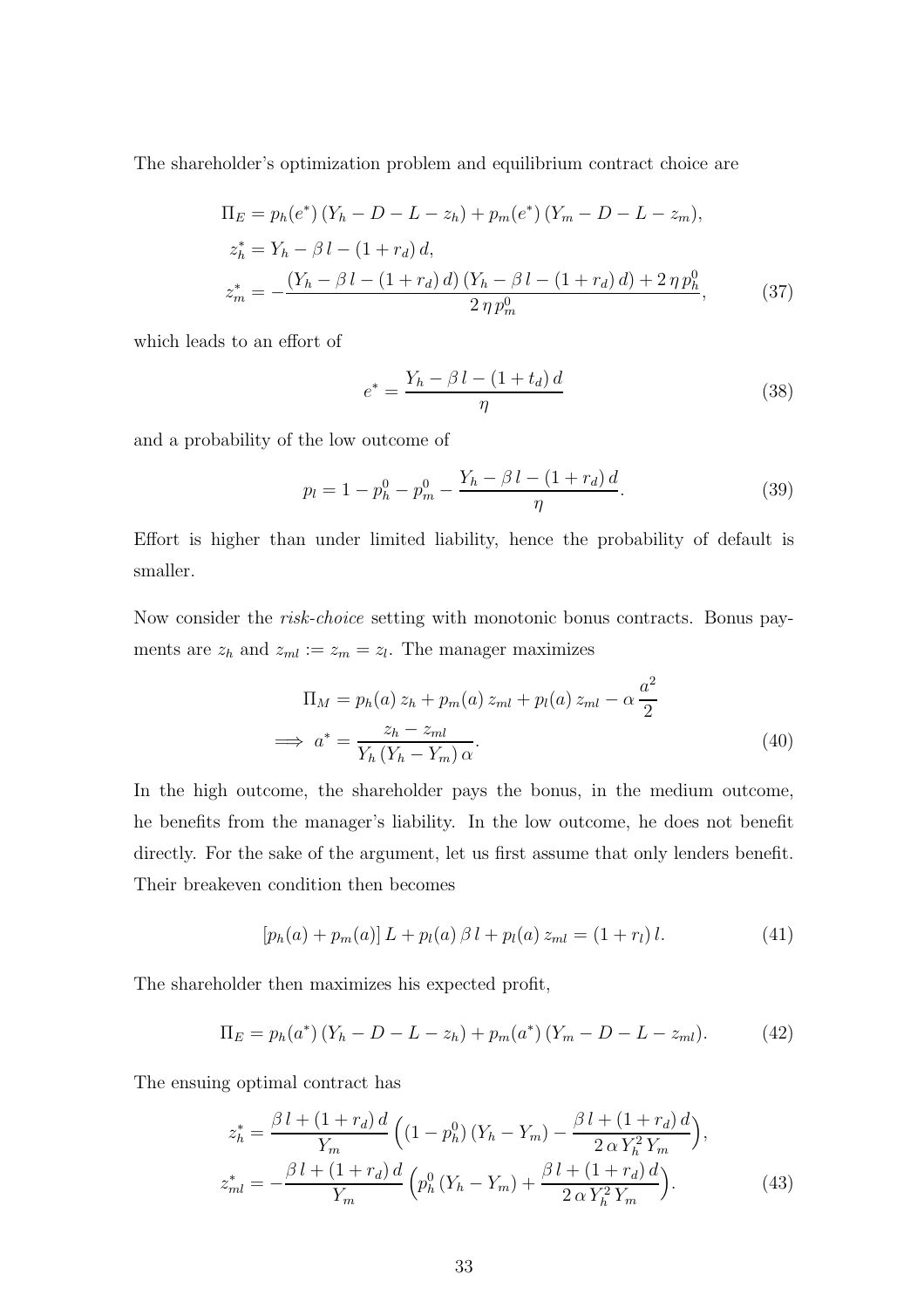The shareholder's optimization problem and equilibrium contract choice are

$$
\begin{aligned}
\Pi_E &= p_h(e^*)\,(Y_h - D - L - z_h) + p_m(e^*)\,(Y_m - D - L - z_m),\\
z_h^* &= Y_h - \beta\, l - (1 + r_d)\, d,\\
z_m^* &= -\frac{(Y_h - \beta\, l - (1 + r_d)\, d)\,(Y_h - \beta\, l - (1 + r_d)\, d) + 2\,\eta\, p_h^0}{2\,\eta\, p_m^0},
\end{aligned}
\tag{37}
$$

which leads to an effort of

$$
e^* = \frac{Y_h - \beta\, l - (1 + t_d)\, d}{\eta} \tag{38}
$$

and a probability of the low outcome of

$$
p_l = 1 - p_h^0 - p_m^0 - \frac{Y_h - \beta\, l - (1 + r_d)\, d}{\eta}. \tag{39}
$$

Effort is higher than under limited liability, hence the probability of default is smaller.

Now consider the *risk-choice* setting with monotonic bonus contracts. Bonus payments are $z_h$ and $z_{ml} := z_m = z_l$. The manager maximizes

$$
\begin{aligned}
\Pi_M &= p_h(a)\, z_h + p_m(a)\, z_{ml} + p_l(a)\, z_{ml} - \alpha\, \frac{a^2}{2}\\
\implies a^* &= \frac{z_h - z_{ml}}{Y_h\,(Y_h - Y_m)\,\alpha}.
\end{aligned}
\tag{40}
$$

In the high outcome, the shareholder pays the bonus, in the medium outcome, he benefits from the manager's liability. In the low outcome, he does not benefit directly. For the sake of the argument, let us first assume that only lenders benefit. Their breakeven condition then becomes

$$
[p_h(a) + p_m(a)]\, L + p_l(a)\, \beta\, l + p_l(a)\, z_{ml} = (1 + r_l)\, l. \tag{41}
$$

The shareholder then maximizes his expected profit,

$$
\Pi_E = p_h(a^*)\,(Y_h - D - L - z_h) + p_m(a^*)\,(Y_m - D - L - z_{ml}). \tag{42}
$$

The ensuing optimal contract has

$$
\begin{aligned}
z_h^* &= \frac{\beta\, l + (1 + r_d)\, d}{Y_m} \Big( (1 - p_h^0)\,(Y_h - Y_m) - \frac{\beta\, l + (1 + r_d)\, d}{2\,\alpha\, Y_h^2\, Y_m} \Big),\\
z_{ml}^* &= -\frac{\beta\, l + (1 + r_d)\, d}{Y_m} \Big( p_h^0\,(Y_h - Y_m) + \frac{\beta\, l + (1 + r_d)\, d}{2\,\alpha\, Y_h^2\, Y_m} \Big).
\end{aligned}
\tag{43}
$$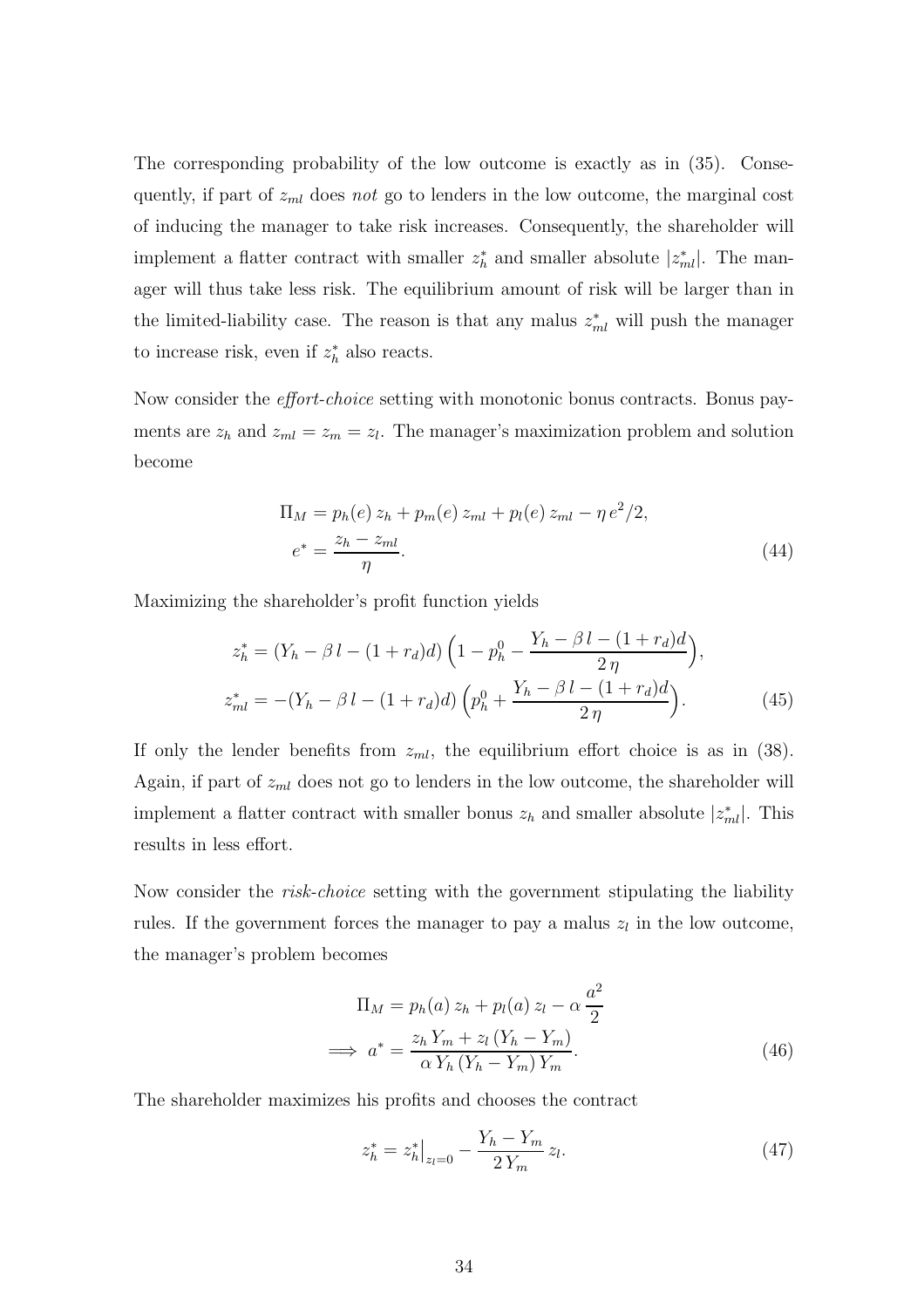The corresponding probability of the low outcome is exactly as in (35). Consequently, if part of $z_{ml}$ does *not* go to lenders in the low outcome, the marginal cost of inducing the manager to take risk increases. Consequently, the shareholder will implement a flatter contract with smaller $z_h^*$ and smaller absolute $|z_{ml}^*|$. The manager will thus take less risk. The equilibrium amount of risk will be larger than in the limited-liability case. The reason is that any malus $z_{ml}^*$ will push the manager to increase risk, even if $z_h^*$ also reacts.

Now consider the *effort-choice* setting with monotonic bonus contracts. Bonus payments are $z_h$ and $z_{ml} = z_m = z_l$. The manager's maximization problem and solution become

$$
\begin{aligned}
\Pi_M &= p_h(e)\, z_h + p_m(e)\, z_{ml} + p_l(e)\, z_{ml} - \eta\, e^2/2, \\
e^* &= \frac{z_h - z_{ml}}{\eta}.
\end{aligned}
\tag{44}
$$

Maximizing the shareholder's profit function yields

$$
\begin{aligned}
z_h^* &= (Y_h - \beta\, l - (1 + r_d)d) \left(1 - p_h^0 - \frac{Y_h - \beta\, l - (1 + r_d)d}{2\,\eta}\right), \\
z_{ml}^* &= -(Y_h - \beta\, l - (1 + r_d)d) \left(p_h^0 + \frac{Y_h - \beta\, l - (1 + r_d)d}{2\,\eta}\right).
\end{aligned}
\tag{45}
$$

If only the lender benefits from $z_{ml}$, the equilibrium effort choice is as in (38). Again, if part of $z_{ml}$ does not go to lenders in the low outcome, the shareholder will implement a flatter contract with smaller bonus $z_h$ and smaller absolute $|z_{ml}^*|$. This results in less effort.

Now consider the *risk-choice* setting with the government stipulating the liability rules. If the government forces the manager to pay a malus $z_l$ in the low outcome, the manager's problem becomes

$$
\begin{aligned}
\Pi_M &= p_h(a)\, z_h + p_l(a)\, z_l - \alpha\, \frac{a^2}{2} \\
\implies a^* &= \frac{z_h\, Y_m + z_l\, (Y_h - Y_m)}{\alpha\, Y_h\, (Y_h - Y_m)\, Y_m}.
\end{aligned}
\tag{46}
$$

The shareholder maximizes his profits and chooses the contract

$$
z_h^* = z_h^*\big|_{z_l=0} - \frac{Y_h - Y_m}{2\, Y_m}\, z_l.
\tag{47}
$$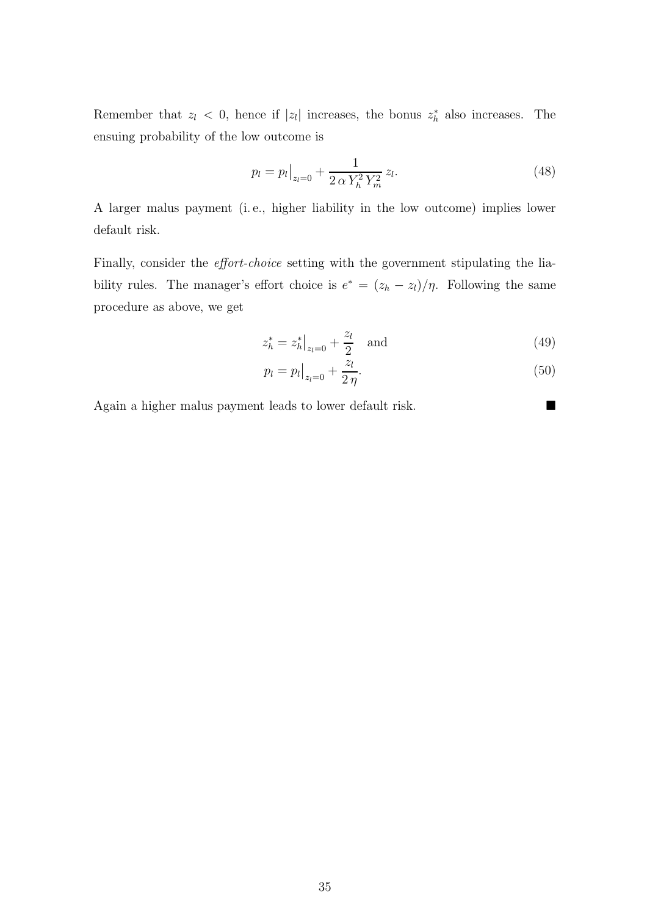Remember that $z_l < 0$, hence if $|z_l|$ increases, the bonus $z_h^*$ also increases. The ensuing probability of the low outcome is

$$p_l = p_l\big|_{z_l=0} + \frac{1}{2\,\alpha\,Y_h^2\,Y_m^2}\,z_l. \tag{48}$$

A larger malus payment (i. e., higher liability in the low outcome) implies lower default risk.

Finally, consider the *effort-choice* setting with the government stipulating the liability rules. The manager's effort choice is $e^* = (z_h - z_l)/\eta$. Following the same procedure as above, we get

$$z_h^* = z_h^*\big|_{z_l=0} + \frac{z_l}{2} \quad \text{and} \tag{49}$$

$$p_l = p_l\big|_{z_l=0} + \frac{z_l}{2\,\eta}. \tag{50}$$

Again a higher malus payment leads to lower default risk. ■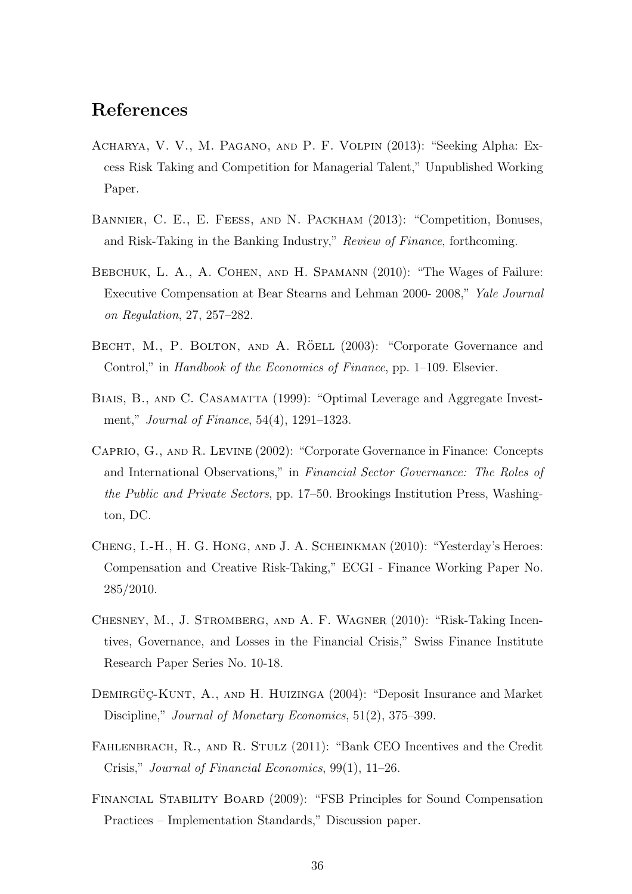## References

Acharya, V. V., M. Pagano, and P. F. Volpin (2013): "Seeking Alpha: Excess Risk Taking and Competition for Managerial Talent," Unpublished Working Paper.

Bannier, C. E., E. Feess, and N. Packham (2013): "Competition, Bonuses, and Risk-Taking in the Banking Industry," *Review of Finance*, forthcoming.

Bebchuk, L. A., A. Cohen, and H. Spamann (2010): "The Wages of Failure: Executive Compensation at Bear Stearns and Lehman 2000- 2008," *Yale Journal on Regulation*, 27, 257–282.

Becht, M., P. Bolton, and A. Röell (2003): "Corporate Governance and Control," in *Handbook of the Economics of Finance*, pp. 1–109. Elsevier.

Biais, B., and C. Casamatta (1999): "Optimal Leverage and Aggregate Investment," *Journal of Finance*, 54(4), 1291–1323.

Caprio, G., and R. Levine (2002): "Corporate Governance in Finance: Concepts and International Observations," in *Financial Sector Governance: The Roles of the Public and Private Sectors*, pp. 17–50. Brookings Institution Press, Washington, DC.

Cheng, I.-H., H. G. Hong, and J. A. Scheinkman (2010): "Yesterday's Heroes: Compensation and Creative Risk-Taking," ECGI - Finance Working Paper No. 285/2010.

Chesney, M., J. Stromberg, and A. F. Wagner (2010): "Risk-Taking Incentives, Governance, and Losses in the Financial Crisis," Swiss Finance Institute Research Paper Series No. 10-18.

Demirgüç-Kunt, A., and H. Huizinga (2004): "Deposit Insurance and Market Discipline," *Journal of Monetary Economics*, 51(2), 375–399.

Fahlenbrach, R., and R. Stulz (2011): "Bank CEO Incentives and the Credit Crisis," *Journal of Financial Economics*, 99(1), 11–26.

Financial Stability Board (2009): "FSB Principles for Sound Compensation Practices – Implementation Standards," Discussion paper.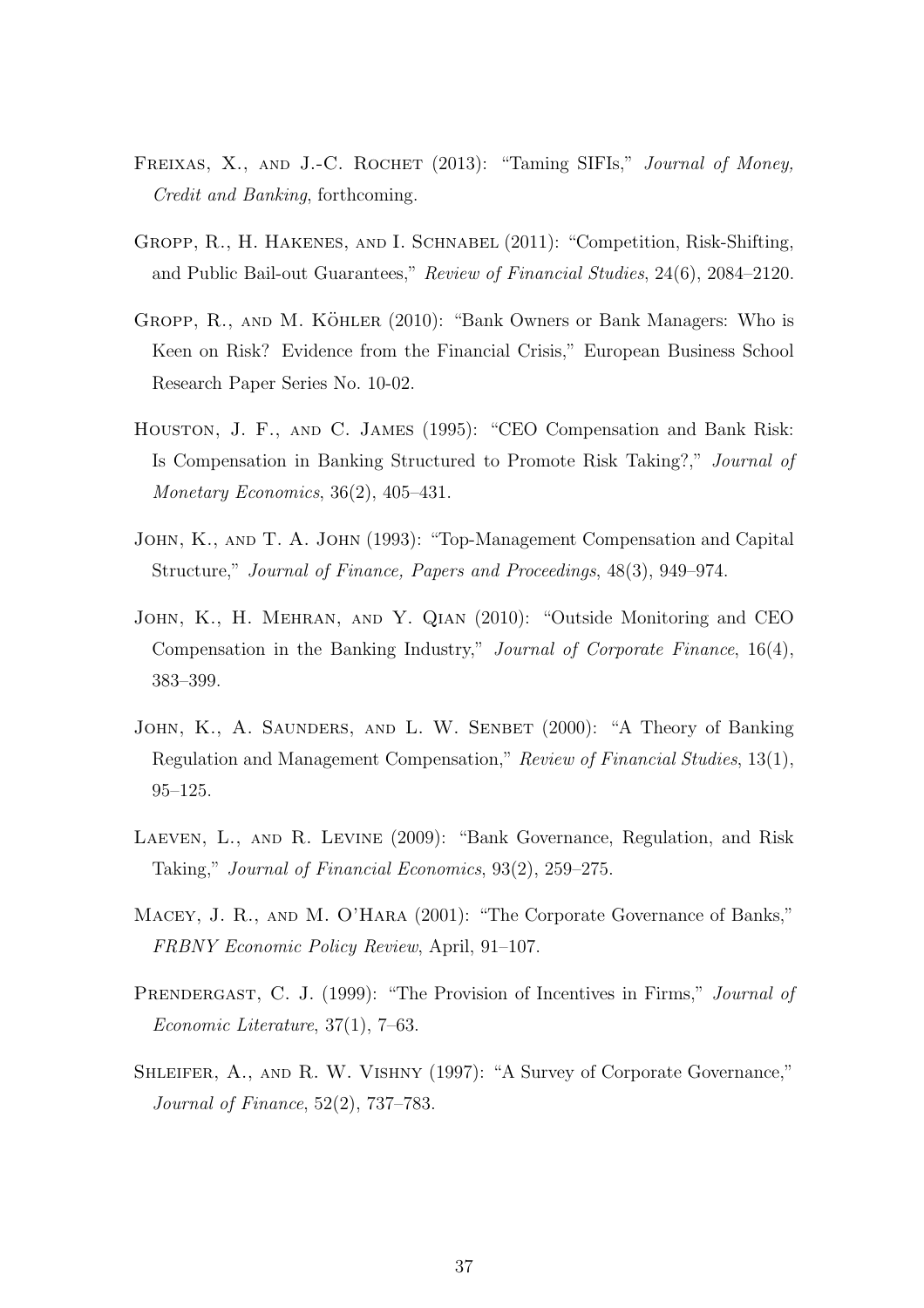Freixas, X., and J.-C. Rochet (2013): "Taming SIFIs," *Journal of Money, Credit and Banking*, forthcoming.

Gropp, R., H. Hakenes, and I. Schnabel (2011): "Competition, Risk-Shifting, and Public Bail-out Guarantees," *Review of Financial Studies*, 24(6), 2084–2120.

Gropp, R., and M. Köhler (2010): "Bank Owners or Bank Managers: Who is Keen on Risk? Evidence from the Financial Crisis," European Business School Research Paper Series No. 10-02.

Houston, J. F., and C. James (1995): "CEO Compensation and Bank Risk: Is Compensation in Banking Structured to Promote Risk Taking?," *Journal of Monetary Economics*, 36(2), 405–431.

John, K., and T. A. John (1993): "Top-Management Compensation and Capital Structure," *Journal of Finance, Papers and Proceedings*, 48(3), 949–974.

John, K., H. Mehran, and Y. Qian (2010): "Outside Monitoring and CEO Compensation in the Banking Industry," *Journal of Corporate Finance*, 16(4), 383–399.

John, K., A. Saunders, and L. W. Senbet (2000): "A Theory of Banking Regulation and Management Compensation," *Review of Financial Studies*, 13(1), 95–125.

Laeven, L., and R. Levine (2009): "Bank Governance, Regulation, and Risk Taking," *Journal of Financial Economics*, 93(2), 259–275.

Macey, J. R., and M. O'Hara (2001): "The Corporate Governance of Banks," *FRBNY Economic Policy Review*, April, 91–107.

Prendergast, C. J. (1999): "The Provision of Incentives in Firms," *Journal of Economic Literature*, 37(1), 7–63.

Shleifer, A., and R. W. Vishny (1997): "A Survey of Corporate Governance," *Journal of Finance*, 52(2), 737–783.